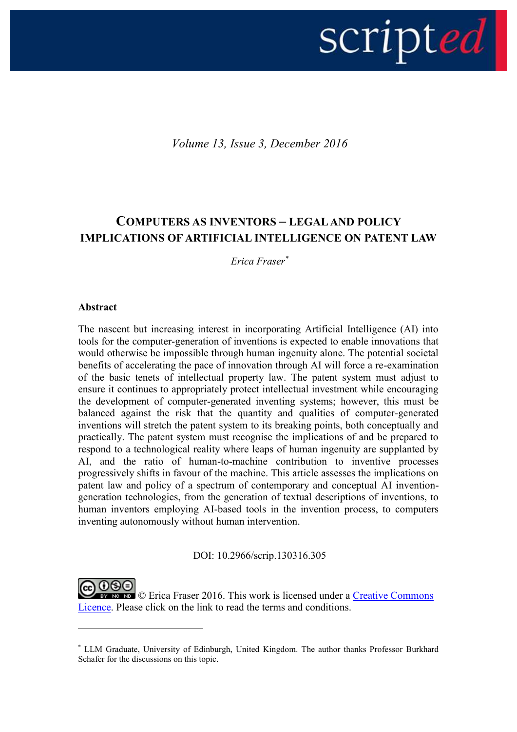*Volume 13, Issue 3, December 2016*

# COMPUTERS AS INVENTORS – LEGAL AND POLICY IMPLICATIONS OF ARTIFICIAL INTELLIGENCE ON PATENT LAW

*Erica Fraser*[*]

## Abstract

The nascent but increasing interest in incorporating Artificial Intelligence (AI) into tools for the computer-generation of inventions is expected to enable innovations that would otherwise be impossible through human ingenuity alone. The potential societal benefits of accelerating the pace of innovation through AI will force a re-examination of the basic tenets of intellectual property law. The patent system must adjust to ensure it continues to appropriately protect intellectual investment while encouraging the development of computer-generated inventing systems; however, this must be balanced against the risk that the quantity and qualities of computer-generated inventions will stretch the patent system to its breaking points, both conceptually and practically. The patent system must recognise the implications of and be prepared to respond to a technological reality where leaps of human ingenuity are supplanted by AI, and the ratio of human-to-machine contribution to inventive processes progressively shifts in favour of the machine. This article assesses the implications on patent law and policy of a spectrum of contemporary and conceptual AI invention-generation technologies, from the generation of textual descriptions of inventions, to human inventors employing AI-based tools in the invention process, to computers inventing autonomously without human intervention.

DOI: 10.2966/scrip.130316.305

© Erica Fraser 2016. This work is licensed under a Creative Commons Licence. Please click on the link to read the terms and conditions.

---

[*] LLM Graduate, University of Edinburgh, United Kingdom. The author thanks Professor Burkhard Schafer for the discussions on this topic.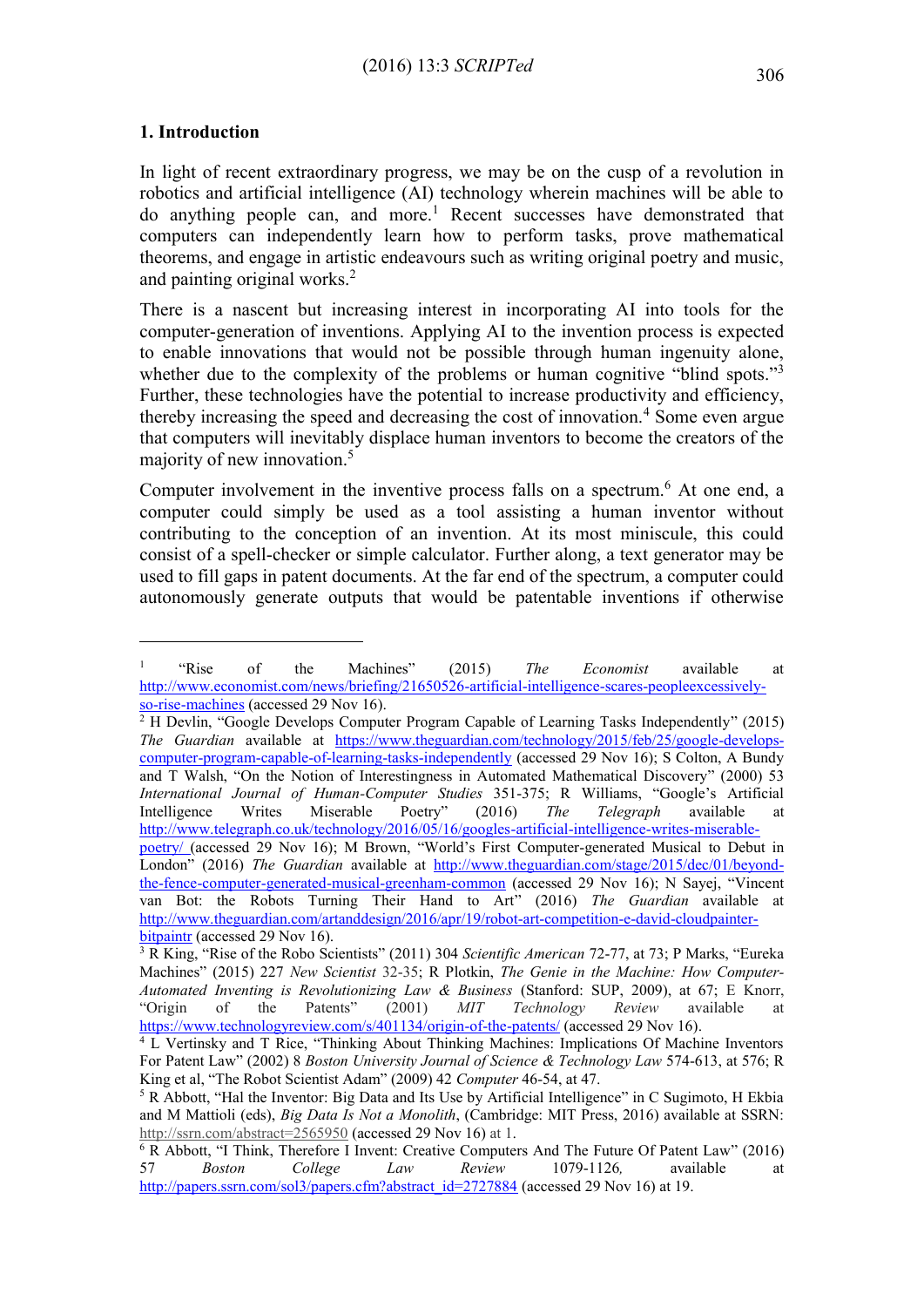## 1. Introduction

In light of recent extraordinary progress, we may be on the cusp of a revolution in robotics and artificial intelligence (AI) technology wherein machines will be able to do anything people can, and more.[1] Recent successes have demonstrated that computers can independently learn how to perform tasks, prove mathematical theorems, and engage in artistic endeavours such as writing original poetry and music, and painting original works.[2]

There is a nascent but increasing interest in incorporating AI into tools for the computer-generation of inventions. Applying AI to the invention process is expected to enable innovations that would not be possible through human ingenuity alone, whether due to the complexity of the problems or human cognitive "blind spots."[3] Further, these technologies have the potential to increase productivity and efficiency, thereby increasing the speed and decreasing the cost of innovation.[4] Some even argue that computers will inevitably displace human inventors to become the creators of the majority of new innovation.[5]

Computer involvement in the inventive process falls on a spectrum.[6] At one end, a computer could simply be used as a tool assisting a human inventor without contributing to the conception of an invention. At its most miniscule, this could consist of a spell-checker or simple calculator. Further along, a text generator may be used to fill gaps in patent documents. At the far end of the spectrum, a computer could autonomously generate outputs that would be patentable inventions if otherwise

---

[1] "Rise of the Machines" (2015) *The Economist* available at http://www.economist.com/news/briefing/21650526-artificial-intelligence-scares-peopleexcessively-so-rise-machines (accessed 29 Nov 16).

[2] H Devlin, "Google Develops Computer Program Capable of Learning Tasks Independently" (2015) *The Guardian* available at https://www.theguardian.com/technology/2015/feb/25/google-develops-computer-program-capable-of-learning-tasks-independently (accessed 29 Nov 16); S Colton, A Bundy and T Walsh, "On the Notion of Interestingness in Automated Mathematical Discovery" (2000) 53 *International Journal of Human-Computer Studies* 351-375; R Williams, "Google's Artificial Intelligence Writes Miserable Poetry" (2016) *The Telegraph* available at http://www.telegraph.co.uk/technology/2016/05/16/googles-artificial-intelligence-writes-miserable-poetry/ (accessed 29 Nov 16); M Brown, "World's First Computer-generated Musical to Debut in London" (2016) *The Guardian* available at http://www.theguardian.com/stage/2015/dec/01/beyond-the-fence-computer-generated-musical-greenham-common (accessed 29 Nov 16); N Sayej, "Vincent van Bot: the Robots Turning Their Hand to Art" (2016) *The Guardian* available at http://www.theguardian.com/artanddesign/2016/apr/19/robot-art-competition-e-david-cloudpainter-bitpaintr (accessed 29 Nov 16).

[3] R King, "Rise of the Robo Scientists" (2011) 304 *Scientific American* 72-77, at 73; P Marks, "Eureka Machines" (2015) 227 *New Scientist* 32-35; R Plotkin, *The Genie in the Machine: How Computer-Automated Inventing is Revolutionizing Law & Business* (Stanford: SUP, 2009), at 67; E Knorr, "Origin of the Patents" (2001) *MIT Technology Review* available at https://www.technologyreview.com/s/401134/origin-of-the-patents/ (accessed 29 Nov 16).

[4] L Vertinsky and T Rice, "Thinking About Thinking Machines: Implications Of Machine Inventors For Patent Law" (2002) 8 *Boston University Journal of Science & Technology Law* 574-613, at 576; R King et al, "The Robot Scientist Adam" (2009) 42 *Computer* 46-54, at 47.

[5] R Abbott, "Hal the Inventor: Big Data and Its Use by Artificial Intelligence" in C Sugimoto, H Ekbia and M Mattioli (eds), *Big Data Is Not a Monolith*, (Cambridge: MIT Press, 2016) available at SSRN: http://ssrn.com/abstract=2565950 (accessed 29 Nov 16) at 1.

[6] R Abbott, "I Think, Therefore I Invent: Creative Computers And The Future Of Patent Law" (2016) 57 *Boston College Law Review* 1079-1126, available at http://papers.ssrn.com/sol3/papers.cfm?abstract_id=2727884 (accessed 29 Nov 16) at 19.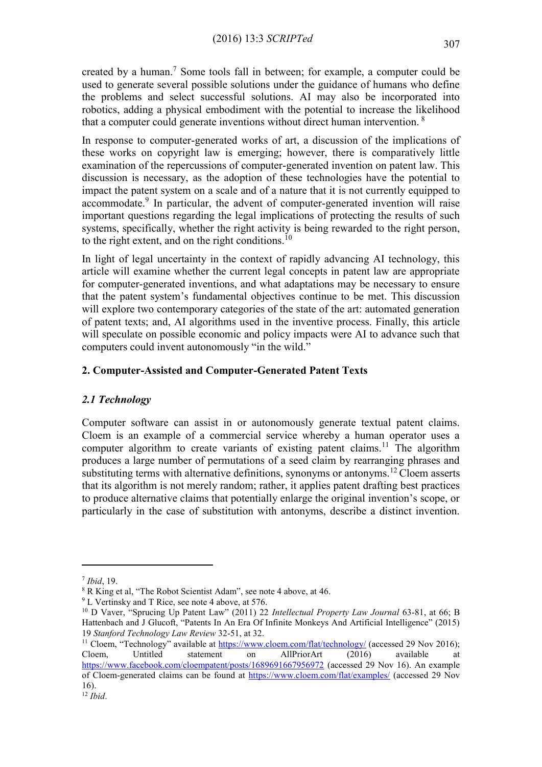created by a human.[7] Some tools fall in between; for example, a computer could be used to generate several possible solutions under the guidance of humans who define the problems and select successful solutions. AI may also be incorporated into robotics, adding a physical embodiment with the potential to increase the likelihood that a computer could generate inventions without direct human intervention.[8]

In response to computer-generated works of art, a discussion of the implications of these works on copyright law is emerging; however, there is comparatively little examination of the repercussions of computer-generated invention on patent law. This discussion is necessary, as the adoption of these technologies have the potential to impact the patent system on a scale and of a nature that it is not currently equipped to accommodate.[9] In particular, the advent of computer-generated invention will raise important questions regarding the legal implications of protecting the results of such systems, specifically, whether the right activity is being rewarded to the right person, to the right extent, and on the right conditions.[10]

In light of legal uncertainty in the context of rapidly advancing AI technology, this article will examine whether the current legal concepts in patent law are appropriate for computer-generated inventions, and what adaptations may be necessary to ensure that the patent system's fundamental objectives continue to be met. This discussion will explore two contemporary categories of the state of the art: automated generation of patent texts; and, AI algorithms used in the inventive process. Finally, this article will speculate on possible economic and policy impacts were AI to advance such that computers could invent autonomously "in the wild."

## 2. Computer-Assisted and Computer-Generated Patent Texts

### *2.1 Technology*

Computer software can assist in or autonomously generate textual patent claims. Cloem is an example of a commercial service whereby a human operator uses a computer algorithm to create variants of existing patent claims.[11] The algorithm produces a large number of permutations of a seed claim by rearranging phrases and substituting terms with alternative definitions, synonyms or antonyms.[12] Cloem asserts that its algorithm is not merely random; rather, it applies patent drafting best practices to produce alternative claims that potentially enlarge the original invention's scope, or particularly in the case of substitution with antonyms, describe a distinct invention.

---

[7] *Ibid*, 19.

[8] R King et al, "The Robot Scientist Adam", see note 4 above, at 46.

[9] L Vertinsky and T Rice, see note 4 above, at 576.

[10] D Vaver, "Sprucing Up Patent Law" (2011) 22 *Intellectual Property Law Journal* 63-81, at 66; B Hattenbach and J Glucoft, "Patents In An Era Of Infinite Monkeys And Artificial Intelligence" (2015) 19 *Stanford Technology Law Review* 32-51, at 32.

[11] Cloem, "Technology" available at https://www.cloem.com/flat/technology/ (accessed 29 Nov 2016); Cloem, Untitled statement on AllPriorArt (2016) available at https://www.facebook.com/cloempatent/posts/1689691667956972 (accessed 29 Nov 16). An example of Cloem-generated claims can be found at https://www.cloem.com/flat/examples/ (accessed 29 Nov 16).

[12] *Ibid*.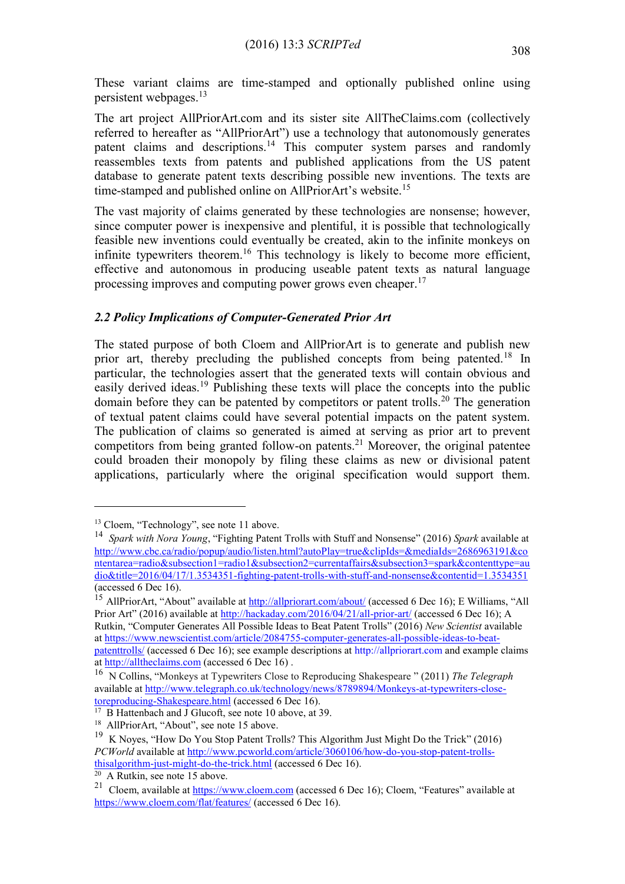These variant claims are time-stamped and optionally published online using persistent webpages.[13]

The art project AllPriorArt.com and its sister site AllTheClaims.com (collectively referred to hereafter as "AllPriorArt") use a technology that autonomously generates patent claims and descriptions.[14] This computer system parses and randomly reassembles texts from patents and published applications from the US patent database to generate patent texts describing possible new inventions. The texts are time-stamped and published online on AllPriorArt's website.[15]

The vast majority of claims generated by these technologies are nonsense; however, since computer power is inexpensive and plentiful, it is possible that technologically feasible new inventions could eventually be created, akin to the infinite monkeys on infinite typewriters theorem.[16] This technology is likely to become more efficient, effective and autonomous in producing useable patent texts as natural language processing improves and computing power grows even cheaper.[17]

### *2.2 Policy Implications of Computer-Generated Prior Art*

The stated purpose of both Cloem and AllPriorArt is to generate and publish new prior art, thereby precluding the published concepts from being patented.[18] In particular, the technologies assert that the generated texts will contain obvious and easily derived ideas.[19] Publishing these texts will place the concepts into the public domain before they can be patented by competitors or patent trolls.[20] The generation of textual patent claims could have several potential impacts on the patent system. The publication of claims so generated is aimed at serving as prior art to prevent competitors from being granted follow-on patents.[21] Moreover, the original patentee could broaden their monopoly by filing these claims as new or divisional patent applications, particularly where the original specification would support them.

---

[13] Cloem, "Technology", see note 11 above.

[14] *Spark with Nora Young*, "Fighting Patent Trolls with Stuff and Nonsense" (2016) *Spark* available at http://www.cbc.ca/radio/popup/audio/listen.html?autoPlay=true&clipIds=&mediaIds=2686963191&contentarea=radio&subsection1=radio1&subsection2=currentaffairs&subsection3=spark&contenttype=audio&title=2016/04/17/1.3534351-fighting-patent-trolls-with-stuff-and-nonsense&contentid=1.3534351 (accessed 6 Dec 16).

[15] AllPriorArt, "About" available at http://allpriorart.com/about/ (accessed 6 Dec 16); E Williams, "All Prior Art" (2016) available at http://hackaday.com/2016/04/21/all-prior-art/ (accessed 6 Dec 16); A Rutkin, "Computer Generates All Possible Ideas to Beat Patent Trolls" (2016) *New Scientist* available at https://www.newscientist.com/article/2084755-computer-generates-all-possible-ideas-to-beat-patenttrolls/ (accessed 6 Dec 16); see example descriptions at http://allpriorart.com and example claims at http://alltheclaims.com (accessed 6 Dec 16) .

[16] N Collins, "Monkeys at Typewriters Close to Reproducing Shakespeare " (2011) *The Telegraph* available at http://www.telegraph.co.uk/technology/news/8789894/Monkeys-at-typewriters-close-toreproducing-Shakespeare.html (accessed 6 Dec 16).

[17] B Hattenbach and J Glucoft, see note 10 above, at 39.

[18] AllPriorArt, "About", see note 15 above.

[19] K Noyes, "How Do You Stop Patent Trolls? This Algorithm Just Might Do the Trick" (2016) *PCWorld* available at http://www.pcworld.com/article/3060106/how-do-you-stop-patent-trolls-thisalgorithm-just-might-do-the-trick.html (accessed 6 Dec 16).

[20] A Rutkin, see note 15 above.

[21] Cloem, available at https://www.cloem.com (accessed 6 Dec 16); Cloem, "Features" available at https://www.cloem.com/flat/features/ (accessed 6 Dec 16).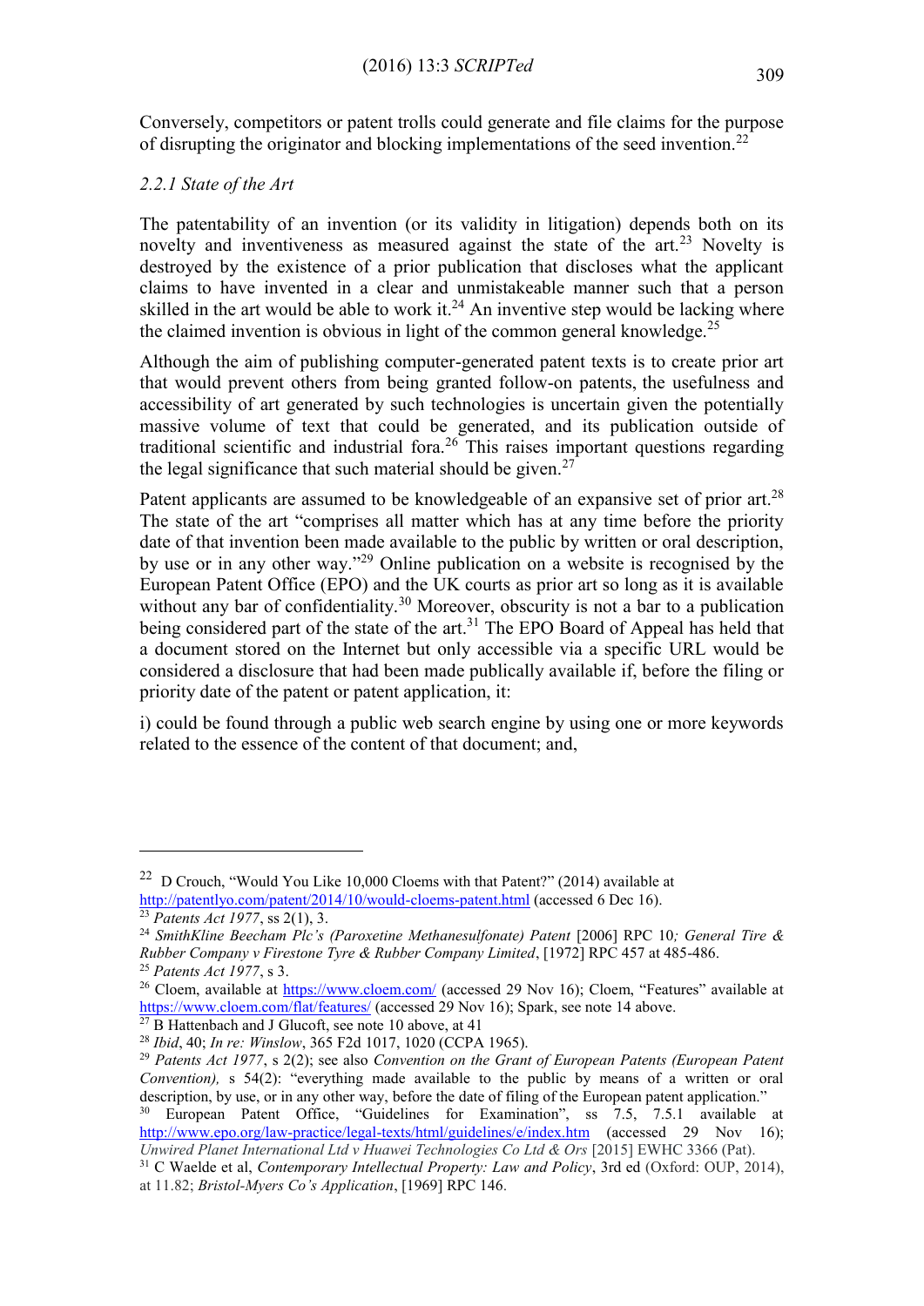Conversely, competitors or patent trolls could generate and file claims for the purpose of disrupting the originator and blocking implementations of the seed invention.[22]

### *2.2.1 State of the Art*

The patentability of an invention (or its validity in litigation) depends both on its novelty and inventiveness as measured against the state of the art.[23] Novelty is destroyed by the existence of a prior publication that discloses what the applicant claims to have invented in a clear and unmistakeable manner such that a person skilled in the art would be able to work it.[24] An inventive step would be lacking where the claimed invention is obvious in light of the common general knowledge.[25]

Although the aim of publishing computer-generated patent texts is to create prior art that would prevent others from being granted follow-on patents, the usefulness and accessibility of art generated by such technologies is uncertain given the potentially massive volume of text that could be generated, and its publication outside of traditional scientific and industrial fora.[26] This raises important questions regarding the legal significance that such material should be given.[27]

Patent applicants are assumed to be knowledgeable of an expansive set of prior art.[28] The state of the art "comprises all matter which has at any time before the priority date of that invention been made available to the public by written or oral description, by use or in any other way."[29] Online publication on a website is recognised by the European Patent Office (EPO) and the UK courts as prior art so long as it is available without any bar of confidentiality.[30] Moreover, obscurity is not a bar to a publication being considered part of the state of the art.[31] The EPO Board of Appeal has held that a document stored on the Internet but only accessible via a specific URL would be considered a disclosure that had been made publically available if, before the filing or priority date of the patent or patent application, it:

i) could be found through a public web search engine by using one or more keywords related to the essence of the content of that document; and,

---

[22] D Crouch, "Would You Like 10,000 Cloems with that Patent?" (2014) available at http://patentlyo.com/patent/2014/10/would-cloems-patent.html (accessed 6 Dec 16).

[23] *Patents Act 1977*, ss 2(1), 3.

[24] *SmithKline Beecham Plc's (Paroxetine Methanesulfonate) Patent* [2006] RPC 10*; General Tire & Rubber Company v Firestone Tyre & Rubber Company Limited*, [1972] RPC 457 at 485-486.

[25] *Patents Act 1977*, s 3.

[26] Cloem, available at https://www.cloem.com/ (accessed 29 Nov 16); Cloem, "Features" available at https://www.cloem.com/flat/features/ (accessed 29 Nov 16); Spark, see note 14 above.

[27] B Hattenbach and J Glucoft, see note 10 above, at 41

[28] *Ibid*, 40; *In re: Winslow*, 365 F2d 1017, 1020 (CCPA 1965).

[29] *Patents Act 1977*, s 2(2); see also *Convention on the Grant of European Patents (European Patent Convention),* s 54(2): "everything made available to the public by means of a written or oral description, by use, or in any other way, before the date of filing of the European patent application."

[30] European Patent Office, "Guidelines for Examination", ss 7.5, 7.5.1 available at http://www.epo.org/law-practice/legal-texts/html/guidelines/e/index.htm (accessed 29 Nov 16); *Unwired Planet International Ltd v Huawei Technologies Co Ltd & Ors* [2015] EWHC 3366 (Pat).

[31] C Waelde et al, *Contemporary Intellectual Property: Law and Policy*, 3rd ed (Oxford: OUP, 2014), at 11.82; *Bristol-Myers Co's Application*, [1969] RPC 146.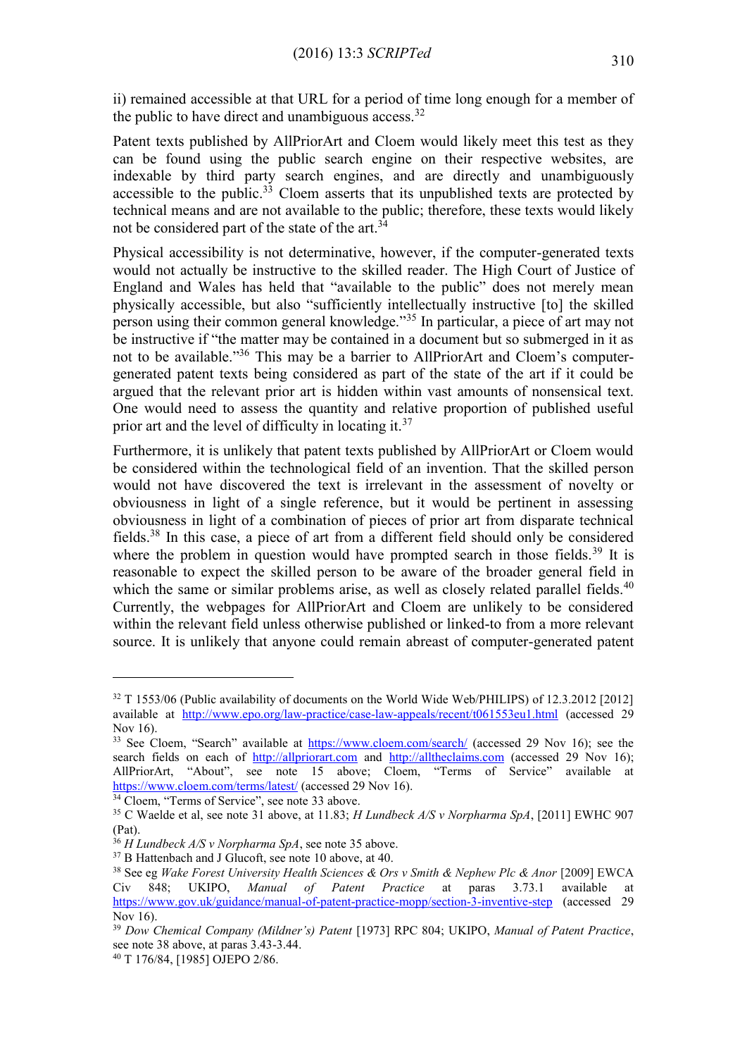ii) remained accessible at that URL for a period of time long enough for a member of the public to have direct and unambiguous access.[32]

Patent texts published by AllPriorArt and Cloem would likely meet this test as they can be found using the public search engine on their respective websites, are indexable by third party search engines, and are directly and unambiguously accessible to the public.[33] Cloem asserts that its unpublished texts are protected by technical means and are not available to the public; therefore, these texts would likely not be considered part of the state of the art.[34]

Physical accessibility is not determinative, however, if the computer-generated texts would not actually be instructive to the skilled reader. The High Court of Justice of England and Wales has held that "available to the public" does not merely mean physically accessible, but also "sufficiently intellectually instructive [to] the skilled person using their common general knowledge."[35] In particular, a piece of art may not be instructive if "the matter may be contained in a document but so submerged in it as not to be available."[36] This may be a barrier to AllPriorArt and Cloem's computer-generated patent texts being considered as part of the state of the art if it could be argued that the relevant prior art is hidden within vast amounts of nonsensical text. One would need to assess the quantity and relative proportion of published useful prior art and the level of difficulty in locating it.[37]

Furthermore, it is unlikely that patent texts published by AllPriorArt or Cloem would be considered within the technological field of an invention. That the skilled person would not have discovered the text is irrelevant in the assessment of novelty or obviousness in light of a single reference, but it would be pertinent in assessing obviousness in light of a combination of pieces of prior art from disparate technical fields.[38] In this case, a piece of art from a different field should only be considered where the problem in question would have prompted search in those fields.[39] It is reasonable to expect the skilled person to be aware of the broader general field in which the same or similar problems arise, as well as closely related parallel fields.[40] Currently, the webpages for AllPriorArt and Cloem are unlikely to be considered within the relevant field unless otherwise published or linked-to from a more relevant source. It is unlikely that anyone could remain abreast of computer-generated patent

---

[32] T 1553/06 (Public availability of documents on the World Wide Web/PHILIPS) of 12.3.2012 [2012] available at http://www.epo.org/law-practice/case-law-appeals/recent/t061553eu1.html (accessed 29 Nov 16).

[33] See Cloem, "Search" available at https://www.cloem.com/search/ (accessed 29 Nov 16); see the search fields on each of http://allpriorart.com and http://alltheclaims.com (accessed 29 Nov 16); AllPriorArt, "About", see note 15 above; Cloem, "Terms of Service" available at https://www.cloem.com/terms/latest/ (accessed 29 Nov 16).

[34] Cloem, "Terms of Service", see note 33 above.

[35] C Waelde et al, see note 31 above, at 11.83; *H Lundbeck A/S v Norpharma SpA*, [2011] EWHC 907 (Pat).

[36] *H Lundbeck A/S v Norpharma SpA*, see note 35 above.

[37] B Hattenbach and J Glucoft, see note 10 above, at 40.

[38] See eg *Wake Forest University Health Sciences & Ors v Smith & Nephew Plc & Anor* [2009] EWCA Civ 848; UKIPO, *Manual of Patent Practice* at paras 3.73.1 available at https://www.gov.uk/guidance/manual-of-patent-practice-mopp/section-3-inventive-step (accessed 29 Nov 16).

[39] *Dow Chemical Company (Mildner's) Patent* [1973] RPC 804; UKIPO, *Manual of Patent Practice*, see note 38 above, at paras 3.43-3.44.

[40] T 176/84, [1985] OJEPO 2/86.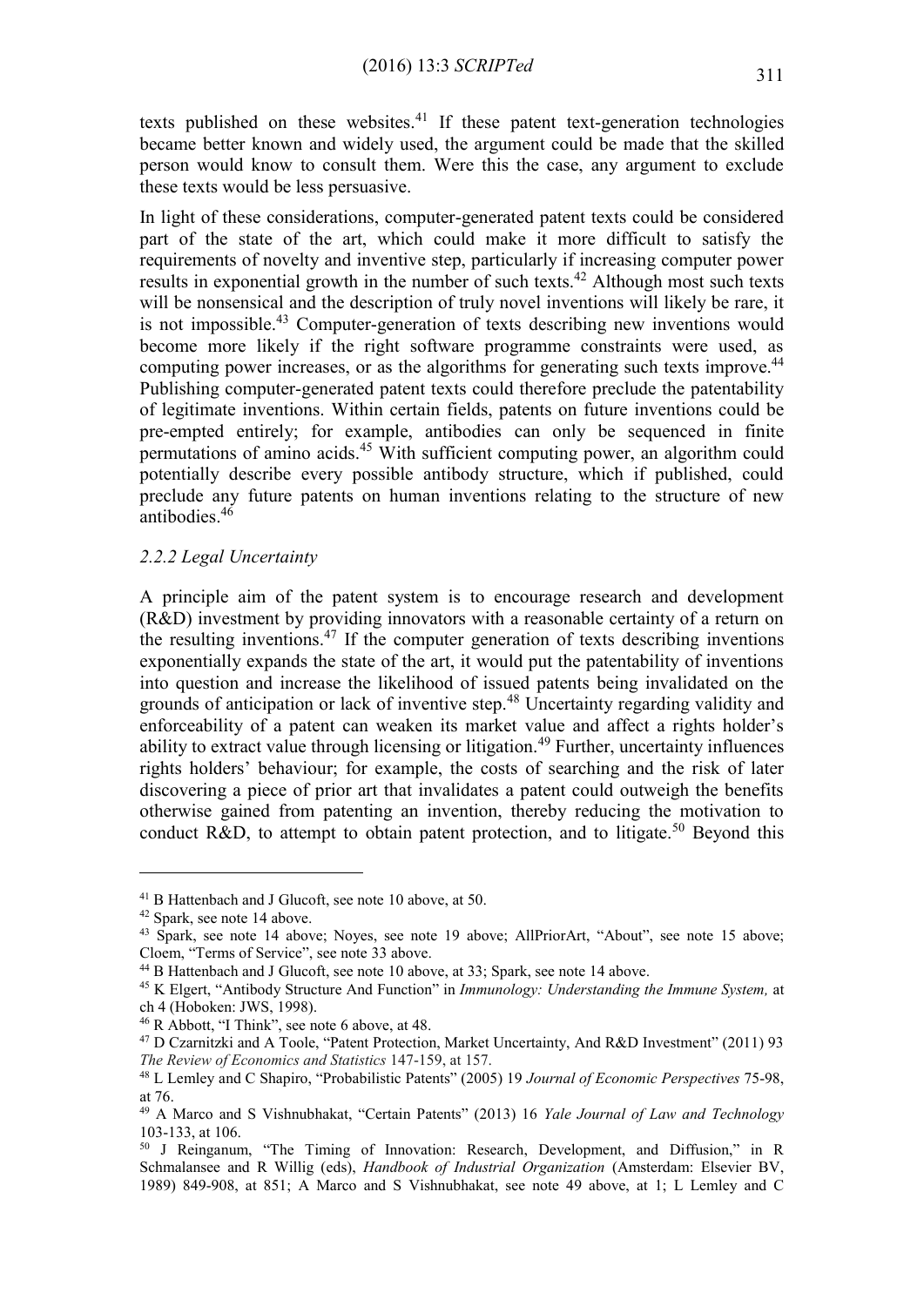texts published on these websites.[41] If these patent text-generation technologies became better known and widely used, the argument could be made that the skilled person would know to consult them. Were this the case, any argument to exclude these texts would be less persuasive.

In light of these considerations, computer-generated patent texts could be considered part of the state of the art, which could make it more difficult to satisfy the requirements of novelty and inventive step, particularly if increasing computer power results in exponential growth in the number of such texts.[42] Although most such texts will be nonsensical and the description of truly novel inventions will likely be rare, it is not impossible.[43] Computer-generation of texts describing new inventions would become more likely if the right software programme constraints were used, as computing power increases, or as the algorithms for generating such texts improve.[44] Publishing computer-generated patent texts could therefore preclude the patentability of legitimate inventions. Within certain fields, patents on future inventions could be pre-empted entirely; for example, antibodies can only be sequenced in finite permutations of amino acids.[45] With sufficient computing power, an algorithm could potentially describe every possible antibody structure, which if published, could preclude any future patents on human inventions relating to the structure of new antibodies.[46]

### *2.2.2 Legal Uncertainty*

A principle aim of the patent system is to encourage research and development (R&D) investment by providing innovators with a reasonable certainty of a return on the resulting inventions.[47] If the computer generation of texts describing inventions exponentially expands the state of the art, it would put the patentability of inventions into question and increase the likelihood of issued patents being invalidated on the grounds of anticipation or lack of inventive step.[48] Uncertainty regarding validity and enforceability of a patent can weaken its market value and affect a rights holder's ability to extract value through licensing or litigation.[49] Further, uncertainty influences rights holders' behaviour; for example, the costs of searching and the risk of later discovering a piece of prior art that invalidates a patent could outweigh the benefits otherwise gained from patenting an invention, thereby reducing the motivation to conduct R&D, to attempt to obtain patent protection, and to litigate.[50] Beyond this

---

[41] B Hattenbach and J Glucoft, see note 10 above, at 50.

[42] Spark, see note 14 above.

[43] Spark, see note 14 above; Noyes, see note 19 above; AllPriorArt, "About", see note 15 above; Cloem, "Terms of Service", see note 33 above.

[44] B Hattenbach and J Glucoft, see note 10 above, at 33; Spark, see note 14 above.

[45] K Elgert, "Antibody Structure And Function" in *Immunology: Understanding the Immune System,* at ch 4 (Hoboken: JWS, 1998).

[46] R Abbott, "I Think", see note 6 above, at 48.

[47] D Czarnitzki and A Toole, "Patent Protection, Market Uncertainty, And R&D Investment" (2011) 93 *The Review of Economics and Statistics* 147-159, at 157.

[48] L Lemley and C Shapiro, "Probabilistic Patents" (2005) 19 *Journal of Economic Perspectives* 75-98, at 76.

[49] A Marco and S Vishnubhakat, "Certain Patents" (2013) 16 *Yale Journal of Law and Technology* 103-133, at 106.

[50] J Reinganum, "The Timing of Innovation: Research, Development, and Diffusion," in R Schmalansee and R Willig (eds), *Handbook of Industrial Organization* (Amsterdam: Elsevier BV, 1989) 849-908, at 851; A Marco and S Vishnubhakat, see note 49 above, at 1; L Lemley and C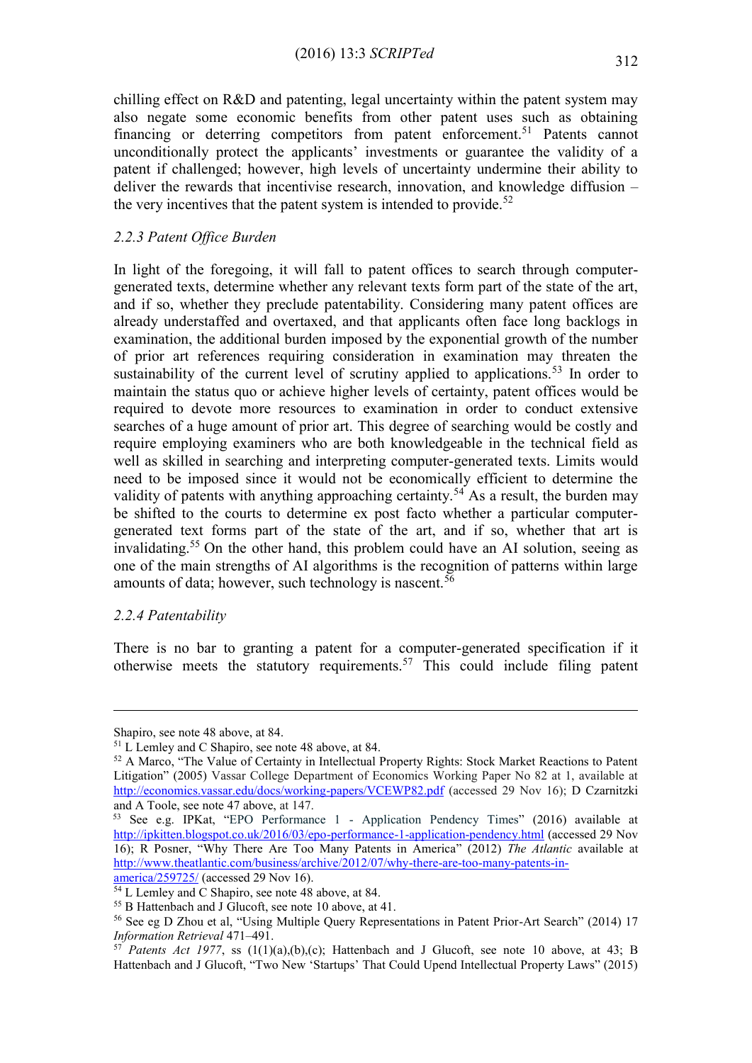chilling effect on R&D and patenting, legal uncertainty within the patent system may also negate some economic benefits from other patent uses such as obtaining financing or deterring competitors from patent enforcement.[51] Patents cannot unconditionally protect the applicants' investments or guarantee the validity of a patent if challenged; however, high levels of uncertainty undermine their ability to deliver the rewards that incentivise research, innovation, and knowledge diffusion – the very incentives that the patent system is intended to provide.[52]

### *2.2.3 Patent Office Burden*

In light of the foregoing, it will fall to patent offices to search through computer-generated texts, determine whether any relevant texts form part of the state of the art, and if so, whether they preclude patentability. Considering many patent offices are already understaffed and overtaxed, and that applicants often face long backlogs in examination, the additional burden imposed by the exponential growth of the number of prior art references requiring consideration in examination may threaten the sustainability of the current level of scrutiny applied to applications.[53] In order to maintain the status quo or achieve higher levels of certainty, patent offices would be required to devote more resources to examination in order to conduct extensive searches of a huge amount of prior art. This degree of searching would be costly and require employing examiners who are both knowledgeable in the technical field as well as skilled in searching and interpreting computer-generated texts. Limits would need to be imposed since it would not be economically efficient to determine the validity of patents with anything approaching certainty.[54] As a result, the burden may be shifted to the courts to determine ex post facto whether a particular computer-generated text forms part of the state of the art, and if so, whether that art is invalidating.[55] On the other hand, this problem could have an AI solution, seeing as one of the main strengths of AI algorithms is the recognition of patterns within large amounts of data; however, such technology is nascent.[56]

### *2.2.4 Patentability*

There is no bar to granting a patent for a computer-generated specification if it otherwise meets the statutory requirements.[57] This could include filing patent

---

Shapiro, see note 48 above, at 84.

[51] L Lemley and C Shapiro, see note 48 above, at 84.

[52] A Marco, "The Value of Certainty in Intellectual Property Rights: Stock Market Reactions to Patent Litigation" (2005) Vassar College Department of Economics Working Paper No 82 at 1, available at http://economics.vassar.edu/docs/working-papers/VCEWP82.pdf (accessed 29 Nov 16); D Czarnitzki and A Toole, see note 47 above, at 147.

[53] See e.g. IPKat, "EPO Performance 1 - Application Pendency Times" (2016) available at http://ipkitten.blogspot.co.uk/2016/03/epo-performance-1-application-pendency.html (accessed 29 Nov 16); R Posner, "Why There Are Too Many Patents in America" (2012) *The Atlantic* available at http://www.theatlantic.com/business/archive/2012/07/why-there-are-too-many-patents-in-america/259725/ (accessed 29 Nov 16).

[54] L Lemley and C Shapiro, see note 48 above, at 84.

[55] B Hattenbach and J Glucoft, see note 10 above, at 41.

[56] See eg D Zhou et al, "Using Multiple Query Representations in Patent Prior-Art Search" (2014) 17 *Information Retrieval* 471–491.

[57] *Patents Act 1977*, ss (1(1)(a),(b),(c); Hattenbach and J Glucoft, see note 10 above, at 43; B Hattenbach and J Glucoft, "Two New 'Startups' That Could Upend Intellectual Property Laws" (2015)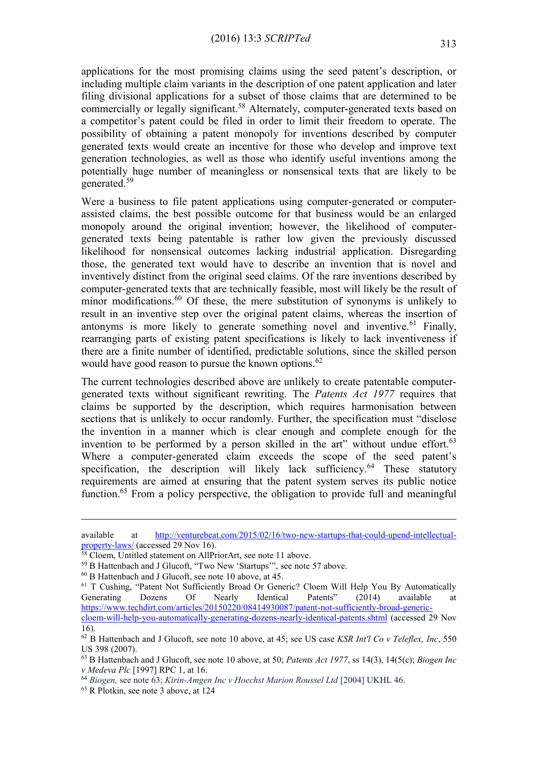applications for the most promising claims using the seed patent's description, or including multiple claim variants in the description of one patent application and later filing divisional applications for a subset of those claims that are determined to be commercially or legally significant.[58] Alternately, computer-generated texts based on a competitor's patent could be filed in order to limit their freedom to operate. The possibility of obtaining a patent monopoly for inventions described by computer generated texts would create an incentive for those who develop and improve text generation technologies, as well as those who identify useful inventions among the potentially huge number of meaningless or nonsensical texts that are likely to be generated.[59]

Were a business to file patent applications using computer-generated or computer-assisted claims, the best possible outcome for that business would be an enlarged monopoly around the original invention; however, the likelihood of computer-generated texts being patentable is rather low given the previously discussed likelihood for nonsensical outcomes lacking industrial application. Disregarding those, the generated text would have to describe an invention that is novel and inventively distinct from the original seed claims. Of the rare inventions described by computer-generated texts that are technically feasible, most will likely be the result of minor modifications.[60] Of these, the mere substitution of synonyms is unlikely to result in an inventive step over the original patent claims, whereas the insertion of antonyms is more likely to generate something novel and inventive.[61] Finally, rearranging parts of existing patent specifications is likely to lack inventiveness if there are a finite number of identified, predictable solutions, since the skilled person would have good reason to pursue the known options.[62]

The current technologies described above are unlikely to create patentable computer-generated texts without significant rewriting. The *Patents Act 1977* requires that claims be supported by the description, which requires harmonisation between sections that is unlikely to occur randomly. Further, the specification must "disclose the invention in a manner which is clear enough and complete enough for the invention to be performed by a person skilled in the art" without undue effort.[63] Where a computer-generated claim exceeds the scope of the seed patent's specification, the description will likely lack sufficiency.[64] These statutory requirements are aimed at ensuring that the patent system serves its public notice function.[65] From a policy perspective, the obligation to provide full and meaningful

---

available at http://venturebeat.com/2015/02/16/two-new-startups-that-could-upend-intellectual-property-laws/ (accessed 29 Nov 16).

[58] Cloem, Untitled statement on AllPriorArt, see note 11 above.

[59] B Hattenbach and J Glucoft, "Two New 'Startups'", see note 57 above.

[60] B Hattenbach and J Glucoft, see note 10 above, at 45.

[61] T Cushing, "Patent Not Sufficiently Broad Or Generic? Cloem Will Help You By Automatically Generating Dozens Of Nearly Identical Patents" (2014) available at https://www.techdirt.com/articles/20150220/08414930087/patent-not-sufficiently-broad-generic-cloem-will-help-you-automatically-generating-dozens-nearly-identical-patents.shtml (accessed 29 Nov 16).

[62] B Hattenbach and J Glucoft, see note 10 above, at 45; see US case *KSR Int'l Co v Teleflex, Inc*, 550 US 398 (2007).

[63] B Hattenbach and J Glucoft, see note 10 above, at 50; *Patents Act 1977*, ss 14(3), 14(5(c); *Biogen Inc v Medeva Plc* [1997] RPC 1, at 16.

[64] *Biogen,* see note 63; *Kirin-Amgen Inc v Hoechst Marion Roussel Ltd* [2004] UKHL 46.

[65] R Plotkin, see note 3 above, at 124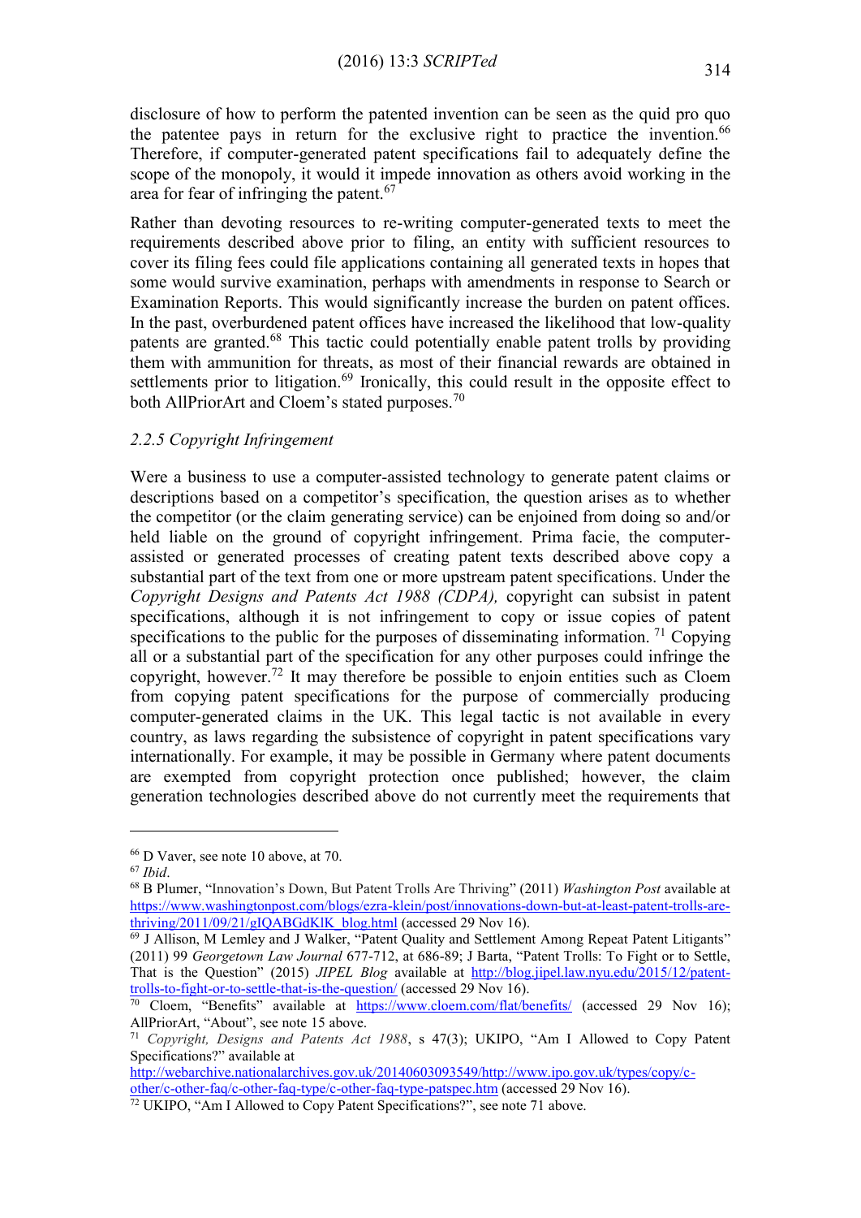disclosure of how to perform the patented invention can be seen as the quid pro quo the patentee pays in return for the exclusive right to practice the invention.[66] Therefore, if computer-generated patent specifications fail to adequately define the scope of the monopoly, it would it impede innovation as others avoid working in the area for fear of infringing the patent.[67]

Rather than devoting resources to re-writing computer-generated texts to meet the requirements described above prior to filing, an entity with sufficient resources to cover its filing fees could file applications containing all generated texts in hopes that some would survive examination, perhaps with amendments in response to Search or Examination Reports. This would significantly increase the burden on patent offices. In the past, overburdened patent offices have increased the likelihood that low-quality patents are granted.[68] This tactic could potentially enable patent trolls by providing them with ammunition for threats, as most of their financial rewards are obtained in settlements prior to litigation.[69] Ironically, this could result in the opposite effect to both AllPriorArt and Cloem's stated purposes.[70]

### *2.2.5 Copyright Infringement*

Were a business to use a computer-assisted technology to generate patent claims or descriptions based on a competitor's specification, the question arises as to whether the competitor (or the claim generating service) can be enjoined from doing so and/or held liable on the ground of copyright infringement. Prima facie, the computer-assisted or generated processes of creating patent texts described above copy a substantial part of the text from one or more upstream patent specifications. Under the *Copyright Designs and Patents Act 1988 (CDPA),* copyright can subsist in patent specifications, although it is not infringement to copy or issue copies of patent specifications to the public for the purposes of disseminating information. [71] Copying all or a substantial part of the specification for any other purposes could infringe the copyright, however.[72] It may therefore be possible to enjoin entities such as Cloem from copying patent specifications for the purpose of commercially producing computer-generated claims in the UK. This legal tactic is not available in every country, as laws regarding the subsistence of copyright in patent specifications vary internationally. For example, it may be possible in Germany where patent documents are exempted from copyright protection once published; however, the claim generation technologies described above do not currently meet the requirements that

---

[66] D Vaver, see note 10 above, at 70.

[67] *Ibid*.

[68] B Plumer, "Innovation's Down, But Patent Trolls Are Thriving" (2011) *Washington Post* available at https://www.washingtonpost.com/blogs/ezra-klein/post/innovations-down-but-at-least-patent-trolls-are-thriving/2011/09/21/gIQABGdKlK_blog.html (accessed 29 Nov 16).

[69] J Allison, M Lemley and J Walker, "Patent Quality and Settlement Among Repeat Patent Litigants" (2011) 99 *Georgetown Law Journal* 677-712, at 686-89; J Barta, "Patent Trolls: To Fight or to Settle, That is the Question" (2015) *JIPEL Blog* available at http://blog.jipel.law.nyu.edu/2015/12/patent-trolls-to-fight-or-to-settle-that-is-the-question/ (accessed 29 Nov 16).

[70] Cloem, "Benefits" available at https://www.cloem.com/flat/benefits/ (accessed 29 Nov 16); AllPriorArt, "About", see note 15 above.

[71] *Copyright, Designs and Patents Act 1988*, s 47(3); UKIPO, "Am I Allowed to Copy Patent Specifications?" available at http://webarchive.nationalarchives.gov.uk/20140603093549/http://www.ipo.gov.uk/types/copy/c-other/c-other-faq/c-other-faq-type/c-other-faq-type-patspec.htm (accessed 29 Nov 16).

[72] UKIPO, "Am I Allowed to Copy Patent Specifications?", see note 71 above.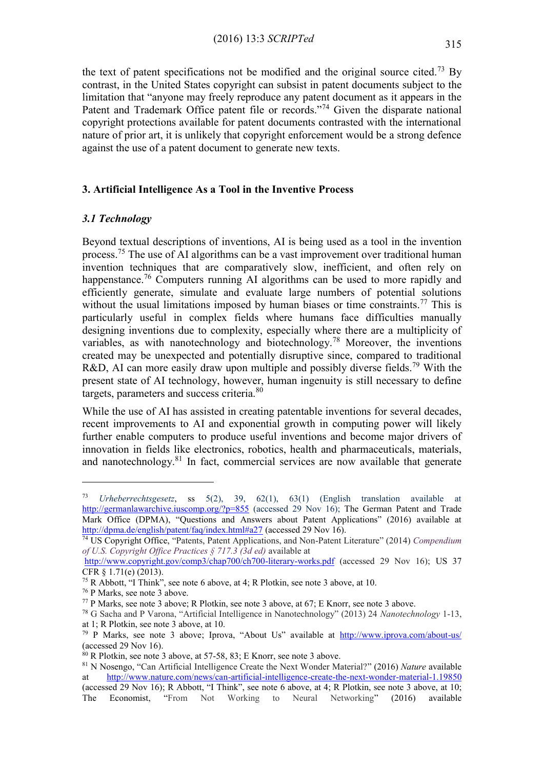the text of patent specifications not be modified and the original source cited.[73] By contrast, in the United States copyright can subsist in patent documents subject to the limitation that "anyone may freely reproduce any patent document as it appears in the Patent and Trademark Office patent file or records."[74] Given the disparate national copyright protections available for patent documents contrasted with the international nature of prior art, it is unlikely that copyright enforcement would be a strong defence against the use of a patent document to generate new texts.

## 3. Artificial Intelligence As a Tool in the Inventive Process

### *3.1 Technology*

Beyond textual descriptions of inventions, AI is being used as a tool in the invention process.[75] The use of AI algorithms can be a vast improvement over traditional human invention techniques that are comparatively slow, inefficient, and often rely on happenstance.[76] Computers running AI algorithms can be used to more rapidly and efficiently generate, simulate and evaluate large numbers of potential solutions without the usual limitations imposed by human biases or time constraints.[77] This is particularly useful in complex fields where humans face difficulties manually designing inventions due to complexity, especially where there are a multiplicity of variables, as with nanotechnology and biotechnology.[78] Moreover, the inventions created may be unexpected and potentially disruptive since, compared to traditional R&D, AI can more easily draw upon multiple and possibly diverse fields.[79] With the present state of AI technology, however, human ingenuity is still necessary to define targets, parameters and success criteria.[80]

While the use of AI has assisted in creating patentable inventions for several decades, recent improvements to AI and exponential growth in computing power will likely further enable computers to produce useful inventions and become major drivers of innovation in fields like electronics, robotics, health and pharmaceuticals, materials, and nanotechnology.[81] In fact, commercial services are now available that generate

---

[73] *Urheberrechtsgesetz*, ss 5(2), 39, 62(1), 63(1) (English translation available at http://germanlawarchive.iuscomp.org/?p=855 (accessed 29 Nov 16); The German Patent and Trade Mark Office (DPMA), "Questions and Answers about Patent Applications" (2016) available at http://dpma.de/english/patent/faq/index.html#a27 (accessed 29 Nov 16).

[74] US Copyright Office, "Patents, Patent Applications, and Non-Patent Literature" (2014) *Compendium of U.S. Copyright Office Practices § 717.3 (3d ed)* available at http://www.copyright.gov/comp3/chap700/ch700-literary-works.pdf (accessed 29 Nov 16); US 37 CFR § 1.71(e) (2013).

[75] R Abbott, "I Think", see note 6 above, at 4; R Plotkin, see note 3 above, at 10.

[76] P Marks, see note 3 above.

[77] P Marks, see note 3 above; R Plotkin, see note 3 above, at 67; E Knorr, see note 3 above.

[78] G Sacha and P Varona, "Artificial Intelligence in Nanotechnology" (2013) 24 *Nanotechnology* 1-13, at 1; R Plotkin, see note 3 above, at 10.

[79] P Marks, see note 3 above; Iprova, "About Us" available at http://www.iprova.com/about-us/ (accessed 29 Nov 16).

[80] R Plotkin, see note 3 above, at 57-58, 83; E Knorr, see note 3 above.

[81] N Nosengo, "Can Artificial Intelligence Create the Next Wonder Material?" (2016) *Nature* available at http://www.nature.com/news/can-artificial-intelligence-create-the-next-wonder-material-1.19850 (accessed 29 Nov 16); R Abbott, "I Think", see note 6 above, at 4; R Plotkin, see note 3 above, at 10; The Economist, "From Not Working to Neural Networking" (2016) available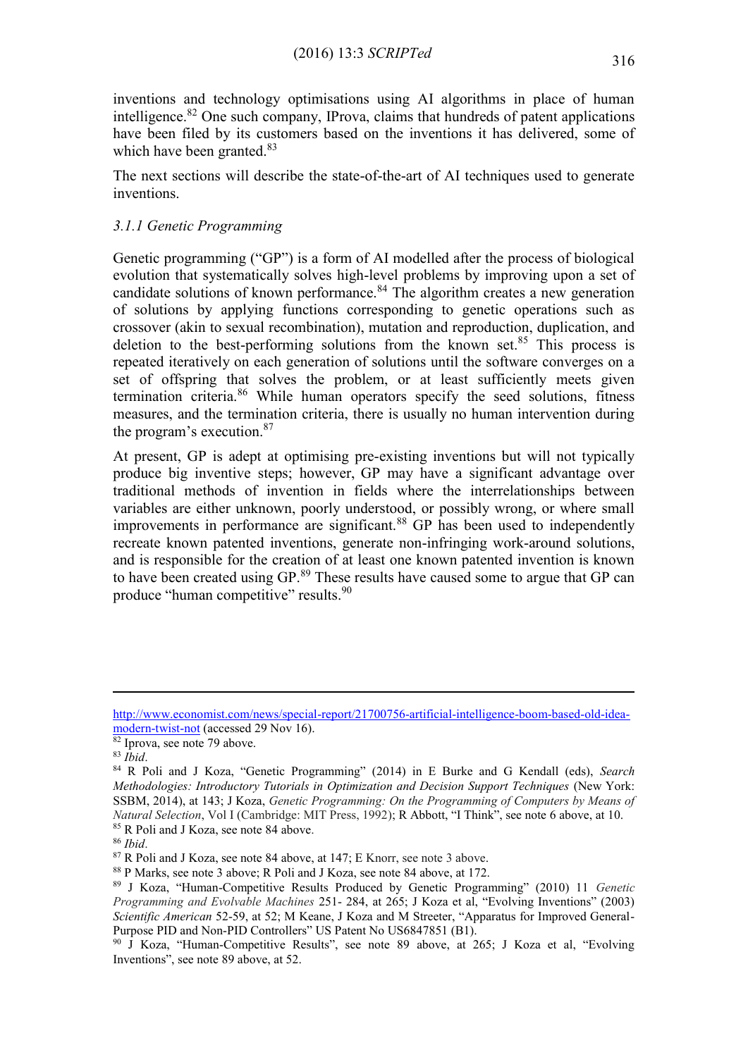inventions and technology optimisations using AI algorithms in place of human intelligence.[82] One such company, IProva, claims that hundreds of patent applications have been filed by its customers based on the inventions it has delivered, some of which have been granted.[83]

The next sections will describe the state-of-the-art of AI techniques used to generate inventions.

### *3.1.1 Genetic Programming*

Genetic programming ("GP") is a form of AI modelled after the process of biological evolution that systematically solves high-level problems by improving upon a set of candidate solutions of known performance.[84] The algorithm creates a new generation of solutions by applying functions corresponding to genetic operations such as crossover (akin to sexual recombination), mutation and reproduction, duplication, and deletion to the best-performing solutions from the known set.[85] This process is repeated iteratively on each generation of solutions until the software converges on a set of offspring that solves the problem, or at least sufficiently meets given termination criteria.[86] While human operators specify the seed solutions, fitness measures, and the termination criteria, there is usually no human intervention during the program's execution.[87]

At present, GP is adept at optimising pre-existing inventions but will not typically produce big inventive steps; however, GP may have a significant advantage over traditional methods of invention in fields where the interrelationships between variables are either unknown, poorly understood, or possibly wrong, or where small improvements in performance are significant.[88] GP has been used to independently recreate known patented inventions, generate non-infringing work-around solutions, and is responsible for the creation of at least one known patented invention is known to have been created using GP.[89] These results have caused some to argue that GP can produce "human competitive" results.[90]

---

http://www.economist.com/news/special-report/21700756-artificial-intelligence-boom-based-old-idea-modern-twist-not (accessed 29 Nov 16).

[82] Iprova, see note 79 above.

[83] *Ibid*.

[84] R Poli and J Koza, "Genetic Programming" (2014) in E Burke and G Kendall (eds), *Search Methodologies: Introductory Tutorials in Optimization and Decision Support Techniques* (New York: SSBM, 2014), at 143; J Koza, *Genetic Programming: On the Programming of Computers by Means of Natural Selection*, Vol I (Cambridge: MIT Press, 1992); R Abbott, "I Think", see note 6 above, at 10.

[85] R Poli and J Koza, see note 84 above.

[86] *Ibid*.

[87] R Poli and J Koza, see note 84 above, at 147; E Knorr, see note 3 above.

[88] P Marks, see note 3 above; R Poli and J Koza, see note 84 above, at 172.

[89] J Koza, "Human-Competitive Results Produced by Genetic Programming" (2010) 11 *Genetic Programming and Evolvable Machines* 251- 284, at 265; J Koza et al, "Evolving Inventions" (2003) *Scientific American* 52-59, at 52; M Keane, J Koza and M Streeter, "Apparatus for Improved General-Purpose PID and Non-PID Controllers" US Patent No US6847851 (B1).

[90] J Koza, "Human-Competitive Results", see note 89 above, at 265; J Koza et al, "Evolving Inventions", see note 89 above, at 52.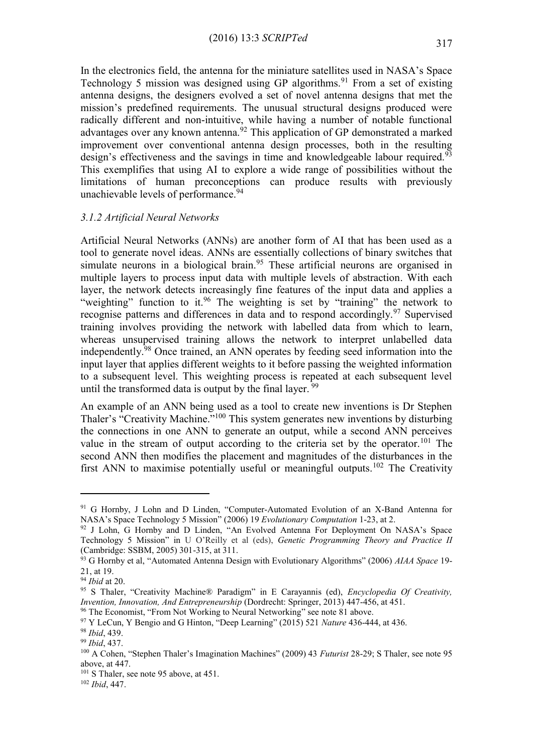In the electronics field, the antenna for the miniature satellites used in NASA's Space Technology 5 mission was designed using GP algorithms.[91] From a set of existing antenna designs, the designers evolved a set of novel antenna designs that met the mission's predefined requirements. The unusual structural designs produced were radically different and non-intuitive, while having a number of notable functional advantages over any known antenna.[92] This application of GP demonstrated a marked improvement over conventional antenna design processes, both in the resulting design's effectiveness and the savings in time and knowledgeable labour required.[93] This exemplifies that using AI to explore a wide range of possibilities without the limitations of human preconceptions can produce results with previously unachievable levels of performance.[94]

### *3.1.2 Artificial Neural Networks*

Artificial Neural Networks (ANNs) are another form of AI that has been used as a tool to generate novel ideas. ANNs are essentially collections of binary switches that simulate neurons in a biological brain.[95] These artificial neurons are organised in multiple layers to process input data with multiple levels of abstraction. With each layer, the network detects increasingly fine features of the input data and applies a "weighting" function to it.[96] The weighting is set by "training" the network to recognise patterns and differences in data and to respond accordingly.[97] Supervised training involves providing the network with labelled data from which to learn, whereas unsupervised training allows the network to interpret unlabelled data independently.[98] Once trained, an ANN operates by feeding seed information into the input layer that applies different weights to it before passing the weighted information to a subsequent level. This weighting process is repeated at each subsequent level until the transformed data is output by the final layer.[99]

An example of an ANN being used as a tool to create new inventions is Dr Stephen Thaler's "Creativity Machine."[100] This system generates new inventions by disturbing the connections in one ANN to generate an output, while a second ANN perceives value in the stream of output according to the criteria set by the operator.[101] The second ANN then modifies the placement and magnitudes of the disturbances in the first ANN to maximise potentially useful or meaningful outputs.[102] The Creativity

---

[91] G Hornby, J Lohn and D Linden, "Computer-Automated Evolution of an X-Band Antenna for NASA's Space Technology 5 Mission" (2006) 19 *Evolutionary Computation* 1-23, at 2.

[92] J Lohn, G Hornby and D Linden, "An Evolved Antenna For Deployment On NASA's Space Technology 5 Mission" in U O'Reilly et al (eds), *Genetic Programming Theory and Practice II* (Cambridge: SSBM, 2005) 301-315, at 311.

[93] G Hornby et al, "Automated Antenna Design with Evolutionary Algorithms" (2006) *AIAA Space* 19-21, at 19.

[94] *Ibid* at 20.

[95] S Thaler, "Creativity Machine® Paradigm" in E Carayannis (ed), *Encyclopedia Of Creativity, Invention, Innovation, And Entrepreneurship* (Dordrecht: Springer, 2013) 447-456, at 451.

[96] The Economist, "From Not Working to Neural Networking" see note 81 above.

[97] Y LeCun, Y Bengio and G Hinton, "Deep Learning" (2015) 521 *Nature* 436-444, at 436.

[98] *Ibid*, 439.

[99] *Ibid*, 437.

[100] A Cohen, "Stephen Thaler's Imagination Machines" (2009) 43 *Futurist* 28-29; S Thaler, see note 95 above, at 447.

[101] S Thaler, see note 95 above, at 451.

[102] *Ibid*, 447.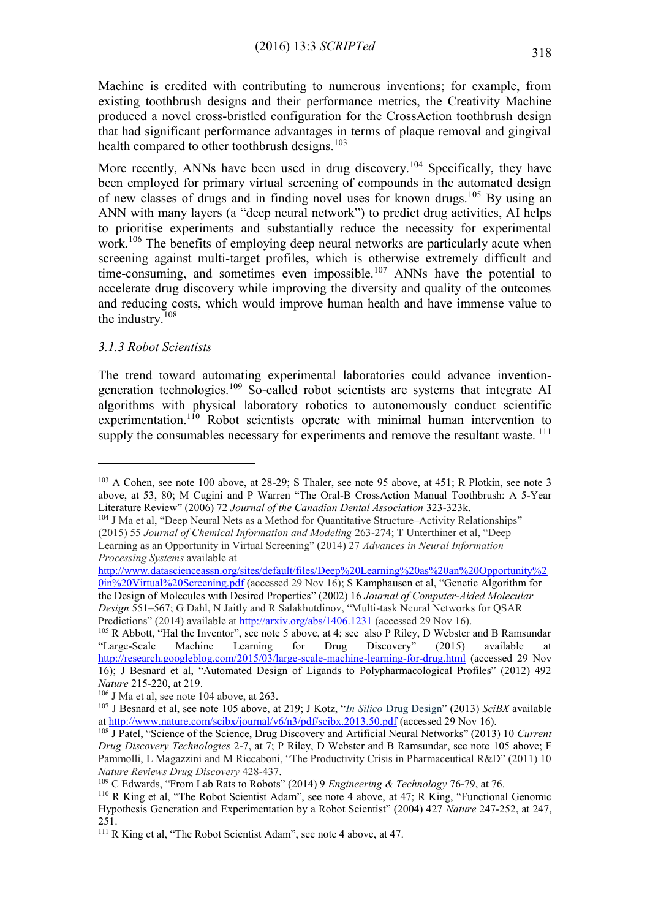Machine is credited with contributing to numerous inventions; for example, from existing toothbrush designs and their performance metrics, the Creativity Machine produced a novel cross-bristled configuration for the CrossAction toothbrush design that had significant performance advantages in terms of plaque removal and gingival health compared to other toothbrush designs.[103]

More recently, ANNs have been used in drug discovery.[104] Specifically, they have been employed for primary virtual screening of compounds in the automated design of new classes of drugs and in finding novel uses for known drugs.[105] By using an ANN with many layers (a "deep neural network") to predict drug activities, AI helps to prioritise experiments and substantially reduce the necessity for experimental work.[106] The benefits of employing deep neural networks are particularly acute when screening against multi-target profiles, which is otherwise extremely difficult and time-consuming, and sometimes even impossible.[107] ANNs have the potential to accelerate drug discovery while improving the diversity and quality of the outcomes and reducing costs, which would improve human health and have immense value to the industry.[108]

### *3.1.3 Robot Scientists*

The trend toward automating experimental laboratories could advance invention-generation technologies.[109] So-called robot scientists are systems that integrate AI algorithms with physical laboratory robotics to autonomously conduct scientific experimentation.[110] Robot scientists operate with minimal human intervention to supply the consumables necessary for experiments and remove the resultant waste.[111]

---

[103] A Cohen, see note 100 above, at 28-29; S Thaler, see note 95 above, at 451; R Plotkin, see note 3 above, at 53, 80; M Cugini and P Warren "The Oral-B CrossAction Manual Toothbrush: A 5-Year Literature Review" (2006) 72 *Journal of the Canadian Dental Association* 323-323k.

[104] J Ma et al, "Deep Neural Nets as a Method for Quantitative Structure–Activity Relationships" (2015) 55 *Journal of Chemical Information and Modeling* 263-274; T Unterthiner et al, "Deep Learning as an Opportunity in Virtual Screening" (2014) 27 *Advances in Neural Information Processing Systems* available at http://www.datascienceassn.org/sites/default/files/Deep%20Learning%20as%20an%20Opportunity%20in%20Virtual%20Screening.pdf (accessed 29 Nov 16); S Kamphausen et al, "Genetic Algorithm for the Design of Molecules with Desired Properties" (2002) 16 *Journal of Computer-Aided Molecular Design* 551–567; G Dahl, N Jaitly and R Salakhutdinov, "Multi-task Neural Networks for QSAR Predictions" (2014) available at http://arxiv.org/abs/1406.1231 (accessed 29 Nov 16).

[105] R Abbott, "Hal the Inventor", see note 5 above, at 4; see also P Riley, D Webster and B Ramsundar "Large-Scale Machine Learning for Drug Discovery" (2015) available at http://research.googleblog.com/2015/03/large-scale-machine-learning-for-drug.html (accessed 29 Nov 16); J Besnard et al, "Automated Design of Ligands to Polypharmacological Profiles" (2012) 492 *Nature* 215-220, at 219.

[106] J Ma et al, see note 104 above, at 263.

[107] J Besnard et al, see note 105 above, at 219; J Kotz, "*In Silico* Drug Design" (2013) *SciBX* available at http://www.nature.com/scibx/journal/v6/n3/pdf/scibx.2013.50.pdf (accessed 29 Nov 16).

[108] J Patel, "Science of the Science, Drug Discovery and Artificial Neural Networks" (2013) 10 *Current Drug Discovery Technologies* 2-7, at 7; P Riley, D Webster and B Ramsundar, see note 105 above; F Pammolli, L Magazzini and M Riccaboni, "The Productivity Crisis in Pharmaceutical R&D" (2011) 10 *Nature Reviews Drug Discovery* 428-437.

[109] C Edwards, "From Lab Rats to Robots" (2014) 9 *Engineering & Technology* 76-79, at 76.

[110] R King et al, "The Robot Scientist Adam", see note 4 above, at 47; R King, "Functional Genomic Hypothesis Generation and Experimentation by a Robot Scientist" (2004) 427 *Nature* 247-252, at 247, 251.

[111] R King et al, "The Robot Scientist Adam", see note 4 above, at 47.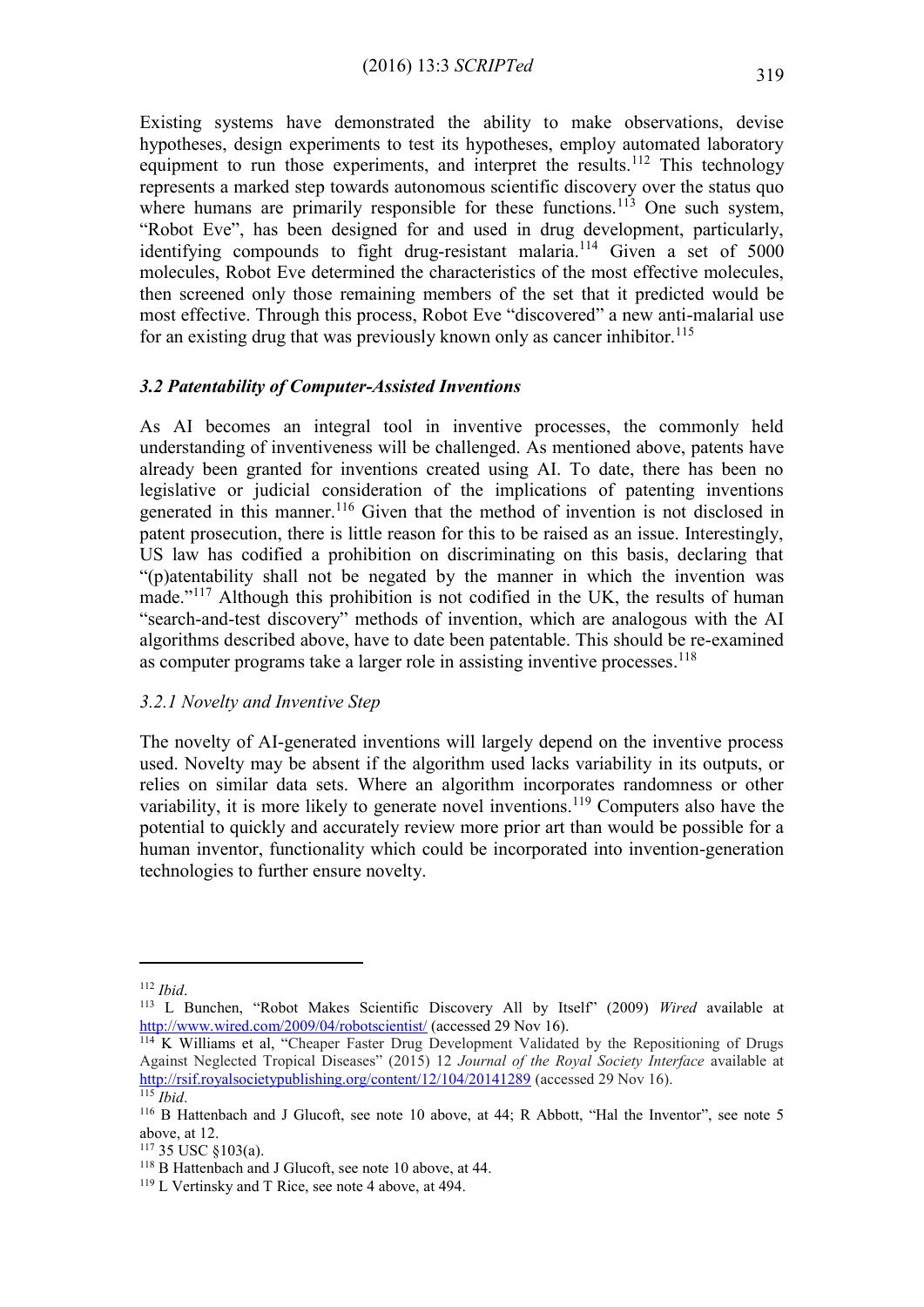Existing systems have demonstrated the ability to make observations, devise hypotheses, design experiments to test its hypotheses, employ automated laboratory equipment to run those experiments, and interpret the results.[112] This technology represents a marked step towards autonomous scientific discovery over the status quo where humans are primarily responsible for these functions.[113] One such system, "Robot Eve", has been designed for and used in drug development, particularly, identifying compounds to fight drug-resistant malaria.[114] Given a set of 5000 molecules, Robot Eve determined the characteristics of the most effective molecules, then screened only those remaining members of the set that it predicted would be most effective. Through this process, Robot Eve "discovered" a new anti-malarial use for an existing drug that was previously known only as cancer inhibitor.[115]

### *3.2 Patentability of Computer-Assisted Inventions*

As AI becomes an integral tool in inventive processes, the commonly held understanding of inventiveness will be challenged. As mentioned above, patents have already been granted for inventions created using AI. To date, there has been no legislative or judicial consideration of the implications of patenting inventions generated in this manner.[116] Given that the method of invention is not disclosed in patent prosecution, there is little reason for this to be raised as an issue. Interestingly, US law has codified a prohibition on discriminating on this basis, declaring that "(p)atentability shall not be negated by the manner in which the invention was made."[117] Although this prohibition is not codified in the UK, the results of human "search-and-test discovery" methods of invention, which are analogous with the AI algorithms described above, have to date been patentable. This should be re-examined as computer programs take a larger role in assisting inventive processes.[118]

#### *3.2.1 Novelty and Inventive Step*

The novelty of AI-generated inventions will largely depend on the inventive process used. Novelty may be absent if the algorithm used lacks variability in its outputs, or relies on similar data sets. Where an algorithm incorporates randomness or other variability, it is more likely to generate novel inventions.[119] Computers also have the potential to quickly and accurately review more prior art than would be possible for a human inventor, functionality which could be incorporated into invention-generation technologies to further ensure novelty.

---

[112] *Ibid*.

[113] L Bunchen, "Robot Makes Scientific Discovery All by Itself" (2009) *Wired* available at http://www.wired.com/2009/04/robotscientist/ (accessed 29 Nov 16).

[114] K Williams et al, "Cheaper Faster Drug Development Validated by the Repositioning of Drugs Against Neglected Tropical Diseases" (2015) 12 *Journal of the Royal Society Interface* available at http://rsif.royalsocietypublishing.org/content/12/104/20141289 (accessed 29 Nov 16).

[115] *Ibid*.

[116] B Hattenbach and J Glucoft, see note 10 above, at 44; R Abbott, "Hal the Inventor", see note 5 above, at 12.

[117] 35 USC §103(a).

[118] B Hattenbach and J Glucoft, see note 10 above, at 44.

[119] L Vertinsky and T Rice, see note 4 above, at 494.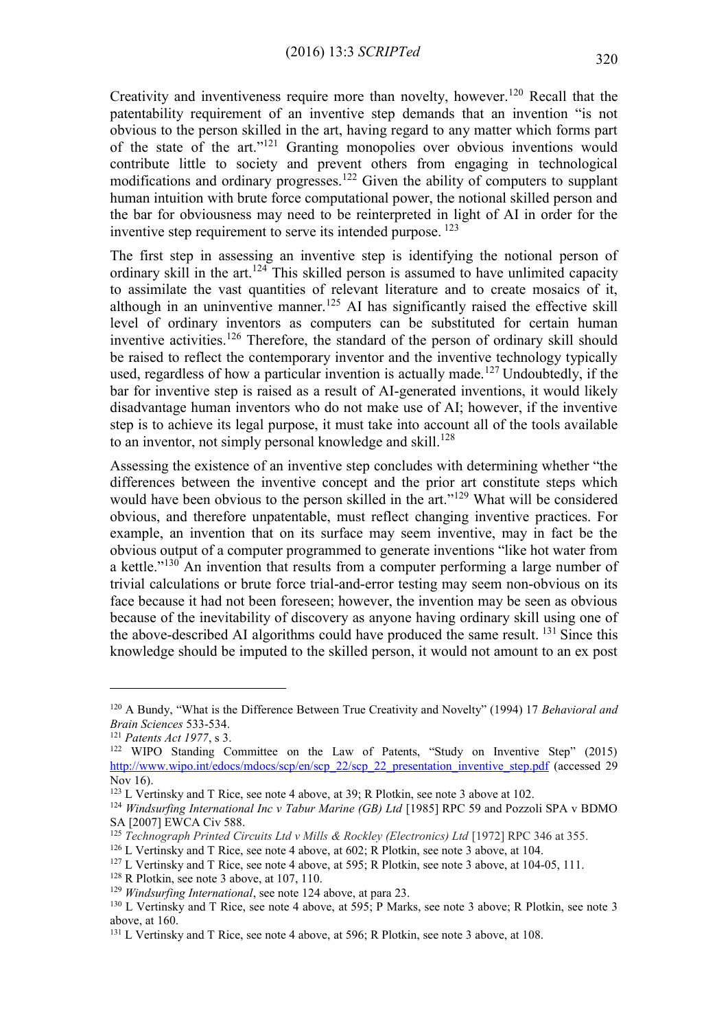Creativity and inventiveness require more than novelty, however.[120] Recall that the patentability requirement of an inventive step demands that an invention "is not obvious to the person skilled in the art, having regard to any matter which forms part of the state of the art."[121] Granting monopolies over obvious inventions would contribute little to society and prevent others from engaging in technological modifications and ordinary progresses.[122] Given the ability of computers to supplant human intuition with brute force computational power, the notional skilled person and the bar for obviousness may need to be reinterpreted in light of AI in order for the inventive step requirement to serve its intended purpose. [123]

The first step in assessing an inventive step is identifying the notional person of ordinary skill in the art.[124] This skilled person is assumed to have unlimited capacity to assimilate the vast quantities of relevant literature and to create mosaics of it, although in an uninventive manner.[125] AI has significantly raised the effective skill level of ordinary inventors as computers can be substituted for certain human inventive activities.[126] Therefore, the standard of the person of ordinary skill should be raised to reflect the contemporary inventor and the inventive technology typically used, regardless of how a particular invention is actually made.[127] Undoubtedly, if the bar for inventive step is raised as a result of AI-generated inventions, it would likely disadvantage human inventors who do not make use of AI; however, if the inventive step is to achieve its legal purpose, it must take into account all of the tools available to an inventor, not simply personal knowledge and skill.[128]

Assessing the existence of an inventive step concludes with determining whether "the differences between the inventive concept and the prior art constitute steps which would have been obvious to the person skilled in the art."[129] What will be considered obvious, and therefore unpatentable, must reflect changing inventive practices. For example, an invention that on its surface may seem inventive, may in fact be the obvious output of a computer programmed to generate inventions "like hot water from a kettle."[130] An invention that results from a computer performing a large number of trivial calculations or brute force trial-and-error testing may seem non-obvious on its face because it had not been foreseen; however, the invention may be seen as obvious because of the inevitability of discovery as anyone having ordinary skill using one of the above-described AI algorithms could have produced the same result. [131] Since this knowledge should be imputed to the skilled person, it would not amount to an ex post

---

[120] A Bundy, "What is the Difference Between True Creativity and Novelty" (1994) 17 *Behavioral and Brain Sciences* 533-534.

[121] *Patents Act 1977*, s 3.

[122] WIPO Standing Committee on the Law of Patents, "Study on Inventive Step" (2015) http://www.wipo.int/edocs/mdocs/scp/en/scp_22/scp_22_presentation_inventive_step.pdf (accessed 29 Nov 16).

[123] L Vertinsky and T Rice, see note 4 above, at 39; R Plotkin, see note 3 above at 102.

[124] *Windsurfing International Inc v Tabur Marine (GB) Ltd* [1985] RPC 59 and Pozzoli SPA v BDMO SA [2007] EWCA Civ 588.

[125] *Technograph Printed Circuits Ltd v Mills & Rockley (Electronics) Ltd* [1972] RPC 346 at 355.

[126] L Vertinsky and T Rice, see note 4 above, at 602; R Plotkin, see note 3 above, at 104.

[127] L Vertinsky and T Rice, see note 4 above, at 595; R Plotkin, see note 3 above, at 104-05, 111.

[128] R Plotkin, see note 3 above, at 107, 110.

[129] *Windsurfing International*, see note 124 above, at para 23.

[130] L Vertinsky and T Rice, see note 4 above, at 595; P Marks, see note 3 above; R Plotkin, see note 3 above, at 160.

[131] L Vertinsky and T Rice, see note 4 above, at 596; R Plotkin, see note 3 above, at 108.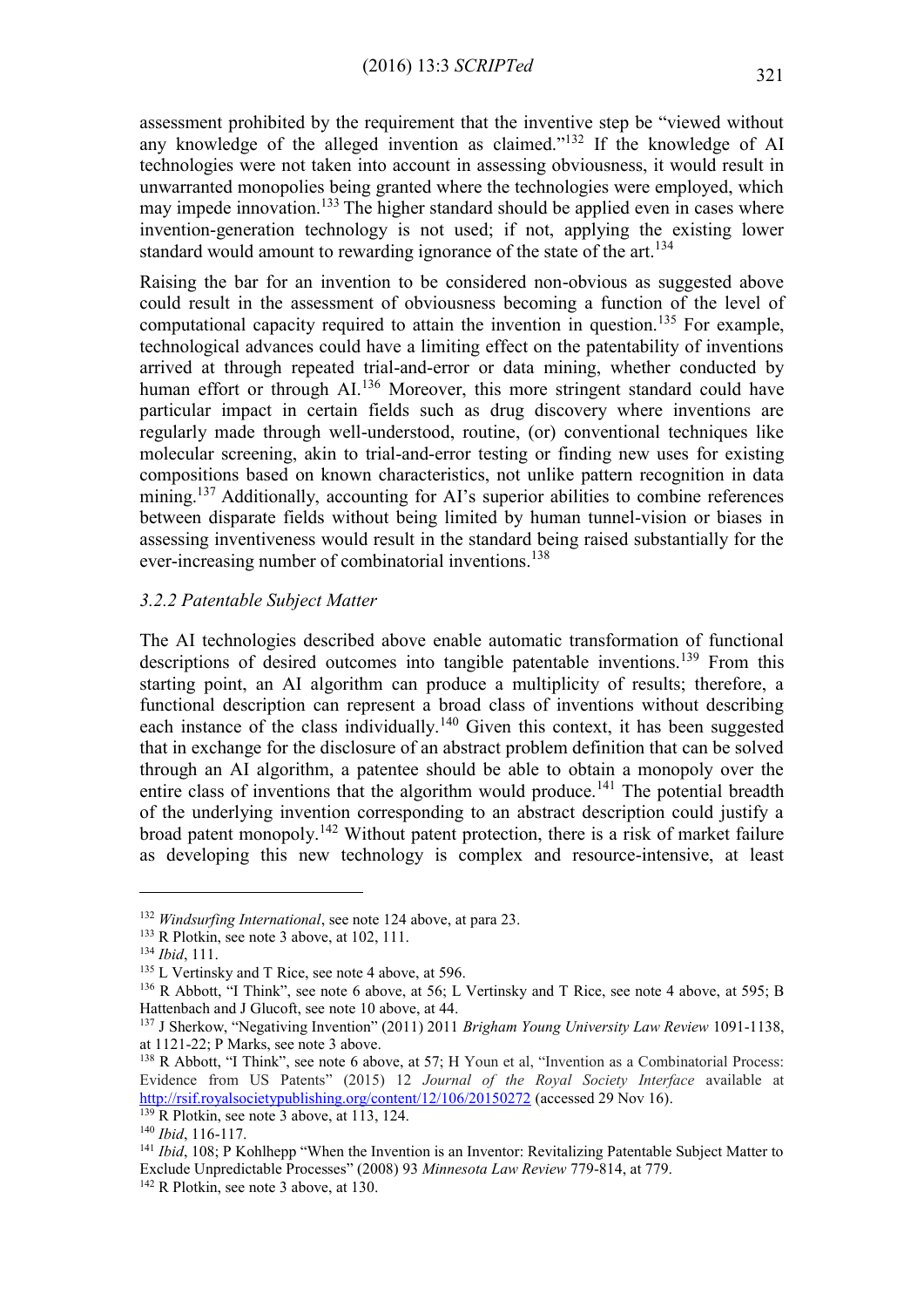assessment prohibited by the requirement that the inventive step be "viewed without any knowledge of the alleged invention as claimed."[132] If the knowledge of AI technologies were not taken into account in assessing obviousness, it would result in unwarranted monopolies being granted where the technologies were employed, which may impede innovation.[133] The higher standard should be applied even in cases where invention-generation technology is not used; if not, applying the existing lower standard would amount to rewarding ignorance of the state of the art.[134]

Raising the bar for an invention to be considered non-obvious as suggested above could result in the assessment of obviousness becoming a function of the level of computational capacity required to attain the invention in question.[135] For example, technological advances could have a limiting effect on the patentability of inventions arrived at through repeated trial-and-error or data mining, whether conducted by human effort or through AI.[136] Moreover, this more stringent standard could have particular impact in certain fields such as drug discovery where inventions are regularly made through well-understood, routine, (or) conventional techniques like molecular screening, akin to trial-and-error testing or finding new uses for existing compositions based on known characteristics, not unlike pattern recognition in data mining.[137] Additionally, accounting for AI's superior abilities to combine references between disparate fields without being limited by human tunnel-vision or biases in assessing inventiveness would result in the standard being raised substantially for the ever-increasing number of combinatorial inventions.[138]

### *3.2.2 Patentable Subject Matter*

The AI technologies described above enable automatic transformation of functional descriptions of desired outcomes into tangible patentable inventions.[139] From this starting point, an AI algorithm can produce a multiplicity of results; therefore, a functional description can represent a broad class of inventions without describing each instance of the class individually.[140] Given this context, it has been suggested that in exchange for the disclosure of an abstract problem definition that can be solved through an AI algorithm, a patentee should be able to obtain a monopoly over the entire class of inventions that the algorithm would produce.[141] The potential breadth of the underlying invention corresponding to an abstract description could justify a broad patent monopoly.[142] Without patent protection, there is a risk of market failure as developing this new technology is complex and resource-intensive, at least

---

[132] *Windsurfing International*, see note 124 above, at para 23.

[133] R Plotkin, see note 3 above, at 102, 111.

[134] *Ibid*, 111.

[135] L Vertinsky and T Rice, see note 4 above, at 596.

[136] R Abbott, "I Think", see note 6 above, at 56; L Vertinsky and T Rice, see note 4 above, at 595; B Hattenbach and J Glucoft, see note 10 above, at 44.

[137] J Sherkow, "Negativing Invention" (2011) 2011 *Brigham Young University Law Review* 1091-1138, at 1121-22; P Marks, see note 3 above.

[138] R Abbott, "I Think", see note 6 above, at 57; H Youn et al, "Invention as a Combinatorial Process: Evidence from US Patents" (2015) 12 *Journal of the Royal Society Interface* available at http://rsif.royalsocietypublishing.org/content/12/106/20150272 (accessed 29 Nov 16).

[139] R Plotkin, see note 3 above, at 113, 124.

[140] *Ibid*, 116-117.

[141] *Ibid*, 108; P Kohlhepp "When the Invention is an Inventor: Revitalizing Patentable Subject Matter to Exclude Unpredictable Processes" (2008) 93 *Minnesota Law Review* 779-814, at 779.

[142] R Plotkin, see note 3 above, at 130.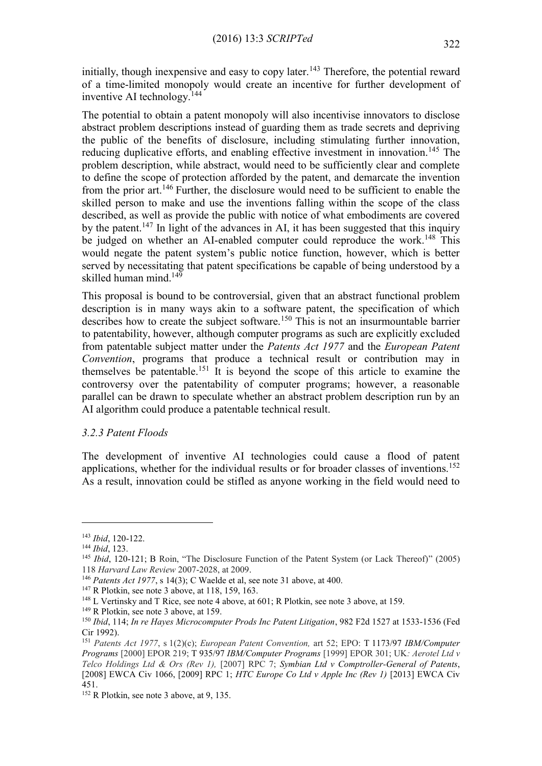initially, though inexpensive and easy to copy later.[143] Therefore, the potential reward of a time-limited monopoly would create an incentive for further development of inventive AI technology.[144]

The potential to obtain a patent monopoly will also incentivise innovators to disclose abstract problem descriptions instead of guarding them as trade secrets and depriving the public of the benefits of disclosure, including stimulating further innovation, reducing duplicative efforts, and enabling effective investment in innovation.[145] The problem description, while abstract, would need to be sufficiently clear and complete to define the scope of protection afforded by the patent, and demarcate the invention from the prior art.[146] Further, the disclosure would need to be sufficient to enable the skilled person to make and use the inventions falling within the scope of the class described, as well as provide the public with notice of what embodiments are covered by the patent.[147] In light of the advances in AI, it has been suggested that this inquiry be judged on whether an AI-enabled computer could reproduce the work.[148] This would negate the patent system's public notice function, however, which is better served by necessitating that patent specifications be capable of being understood by a skilled human mind.[149]

This proposal is bound to be controversial, given that an abstract functional problem description is in many ways akin to a software patent, the specification of which describes how to create the subject software.[150] This is not an insurmountable barrier to patentability, however, although computer programs as such are explicitly excluded from patentable subject matter under the *Patents Act 1977* and the *European Patent Convention*, programs that produce a technical result or contribution may in themselves be patentable.[151] It is beyond the scope of this article to examine the controversy over the patentability of computer programs; however, a reasonable parallel can be drawn to speculate whether an abstract problem description run by an AI algorithm could produce a patentable technical result.

### *3.2.3 Patent Floods*

The development of inventive AI technologies could cause a flood of patent applications, whether for the individual results or for broader classes of inventions.[152] As a result, innovation could be stifled as anyone working in the field would need to

---

[143] *Ibid*, 120-122.

[144] *Ibid*, 123.

[145] *Ibid*, 120-121; B Roin, "The Disclosure Function of the Patent System (or Lack Thereof)" (2005) 118 *Harvard Law Review* 2007-2028, at 2009.

[146] *Patents Act 1977*, s 14(3); C Waelde et al, see note 31 above, at 400.

[147] R Plotkin, see note 3 above, at 118, 159, 163.

[148] L Vertinsky and T Rice, see note 4 above, at 601; R Plotkin, see note 3 above, at 159.

[149] R Plotkin, see note 3 above, at 159.

[150] *Ibid*, 114; *In re Hayes Microcomputer Prods Inc Patent Litigation*, 982 F2d 1527 at 1533-1536 (Fed Cir 1992).

[151] *Patents Act 1977*, s 1(2)(c); *European Patent Convention,* art 52; EPO: T 1173/97 *IBM/Computer Programs* [2000] EPOR 219; T 935/97 *IBM/Computer Programs* [1999] EPOR 301; UK*: Aerotel Ltd v Telco Holdings Ltd & Ors (Rev 1),* [2007] RPC 7; *Symbian Ltd v Comptroller-General of Patents*, [2008] EWCA Civ 1066, [2009] RPC 1; *HTC Europe Co Ltd v Apple Inc (Rev 1)* [2013] EWCA Civ 451.

[152] R Plotkin, see note 3 above, at 9, 135.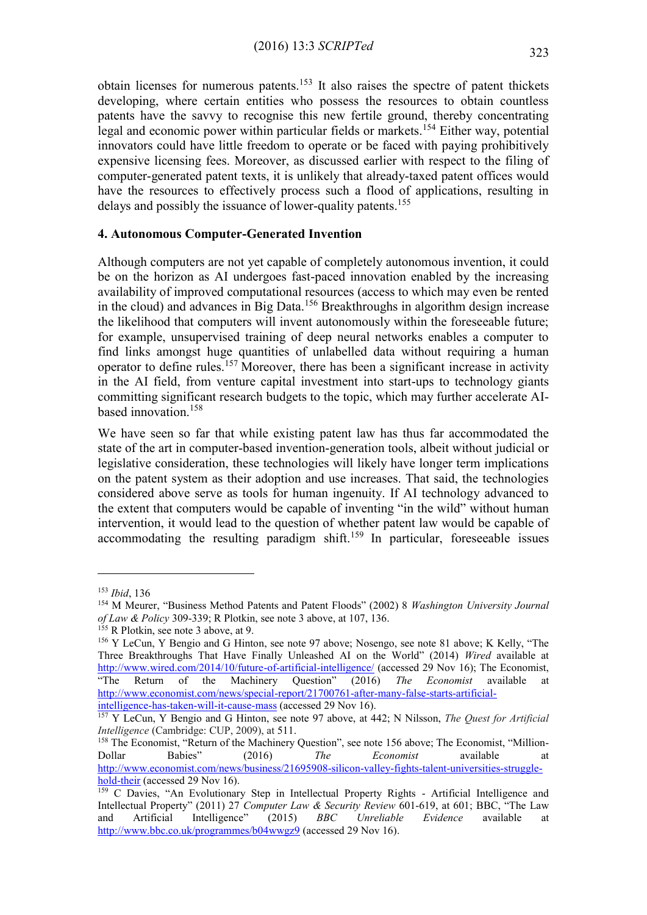obtain licenses for numerous patents.[153] It also raises the spectre of patent thickets developing, where certain entities who possess the resources to obtain countless patents have the savvy to recognise this new fertile ground, thereby concentrating legal and economic power within particular fields or markets.[154] Either way, potential innovators could have little freedom to operate or be faced with paying prohibitively expensive licensing fees. Moreover, as discussed earlier with respect to the filing of computer-generated patent texts, it is unlikely that already-taxed patent offices would have the resources to effectively process such a flood of applications, resulting in delays and possibly the issuance of lower-quality patents.[155]

#### 4. Autonomous Computer-Generated Invention

Although computers are not yet capable of completely autonomous invention, it could be on the horizon as AI undergoes fast-paced innovation enabled by the increasing availability of improved computational resources (access to which may even be rented in the cloud) and advances in Big Data.[156] Breakthroughs in algorithm design increase the likelihood that computers will invent autonomously within the foreseeable future; for example, unsupervised training of deep neural networks enables a computer to find links amongst huge quantities of unlabelled data without requiring a human operator to define rules.[157] Moreover, there has been a significant increase in activity in the AI field, from venture capital investment into start-ups to technology giants committing significant research budgets to the topic, which may further accelerate AI-based innovation.[158]

We have seen so far that while existing patent law has thus far accommodated the state of the art in computer-based invention-generation tools, albeit without judicial or legislative consideration, these technologies will likely have longer term implications on the patent system as their adoption and use increases. That said, the technologies considered above serve as tools for human ingenuity. If AI technology advanced to the extent that computers would be capable of inventing "in the wild" without human intervention, it would lead to the question of whether patent law would be capable of accommodating the resulting paradigm shift.[159] In particular, foreseeable issues

---

[153] *Ibid*, 136

[154] M Meurer, "Business Method Patents and Patent Floods" (2002) 8 *Washington University Journal of Law & Policy* 309-339; R Plotkin, see note 3 above, at 107, 136.

[155] R Plotkin, see note 3 above, at 9.

[156] Y LeCun, Y Bengio and G Hinton, see note 97 above; Nosengo, see note 81 above; K Kelly, "The Three Breakthroughs That Have Finally Unleashed AI on the World" (2014) *Wired* available at http://www.wired.com/2014/10/future-of-artificial-intelligence/ (accessed 29 Nov 16); The Economist, "The Return of the Machinery Question" (2016) *The Economist* available at http://www.economist.com/news/special-report/21700761-after-many-false-starts-artificial-intelligence-has-taken-will-it-cause-mass (accessed 29 Nov 16).

[157] Y LeCun, Y Bengio and G Hinton, see note 97 above, at 442; N Nilsson, *The Quest for Artificial Intelligence* (Cambridge: CUP, 2009), at 511.

[158] The Economist, "Return of the Machinery Question", see note 156 above; The Economist, "Million-Dollar Babies" (2016) *The Economist* available at http://www.economist.com/news/business/21695908-silicon-valley-fights-talent-universities-struggle-hold-their (accessed 29 Nov 16).

[159] C Davies, "An Evolutionary Step in Intellectual Property Rights - Artificial Intelligence and Intellectual Property" (2011) 27 *Computer Law & Security Review* 601-619, at 601; BBC, "The Law and Artificial Intelligence" (2015) *BBC Unreliable Evidence* available at http://www.bbc.co.uk/programmes/b04wwgz9 (accessed 29 Nov 16).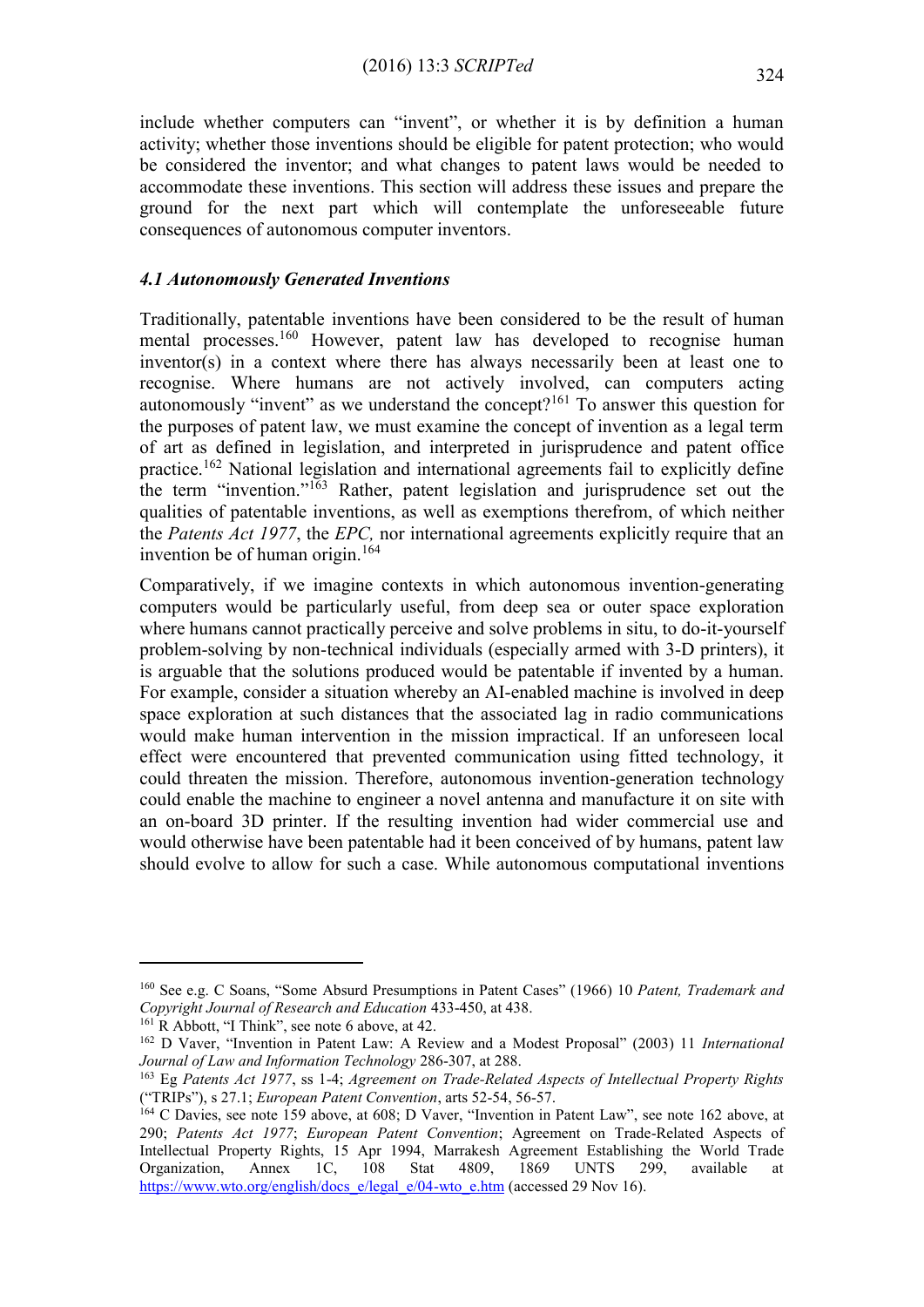include whether computers can "invent", or whether it is by definition a human activity; whether those inventions should be eligible for patent protection; who would be considered the inventor; and what changes to patent laws would be needed to accommodate these inventions. This section will address these issues and prepare the ground for the next part which will contemplate the unforeseeable future consequences of autonomous computer inventors.

### *4.1 Autonomously Generated Inventions*

Traditionally, patentable inventions have been considered to be the result of human mental processes.[160] However, patent law has developed to recognise human inventor(s) in a context where there has always necessarily been at least one to recognise. Where humans are not actively involved, can computers acting autonomously "invent" as we understand the concept?[161] To answer this question for the purposes of patent law, we must examine the concept of invention as a legal term of art as defined in legislation, and interpreted in jurisprudence and patent office practice.[162] National legislation and international agreements fail to explicitly define the term "invention."[163] Rather, patent legislation and jurisprudence set out the qualities of patentable inventions, as well as exemptions therefrom, of which neither the *Patents Act 1977*, the *EPC,* nor international agreements explicitly require that an invention be of human origin.[164]

Comparatively, if we imagine contexts in which autonomous invention-generating computers would be particularly useful, from deep sea or outer space exploration where humans cannot practically perceive and solve problems in situ, to do-it-yourself problem-solving by non-technical individuals (especially armed with 3-D printers), it is arguable that the solutions produced would be patentable if invented by a human. For example, consider a situation whereby an AI-enabled machine is involved in deep space exploration at such distances that the associated lag in radio communications would make human intervention in the mission impractical. If an unforeseen local effect were encountered that prevented communication using fitted technology, it could threaten the mission. Therefore, autonomous invention-generation technology could enable the machine to engineer a novel antenna and manufacture it on site with an on-board 3D printer. If the resulting invention had wider commercial use and would otherwise have been patentable had it been conceived of by humans, patent law should evolve to allow for such a case. While autonomous computational inventions

---

[160] See e.g. C Soans, "Some Absurd Presumptions in Patent Cases" (1966) 10 *Patent, Trademark and Copyright Journal of Research and Education* 433-450, at 438.

[161] R Abbott, "I Think", see note 6 above, at 42.

[162] D Vaver, "Invention in Patent Law: A Review and a Modest Proposal" (2003) 11 *International Journal of Law and Information Technology* 286-307, at 288.

[163] Eg *Patents Act 1977*, ss 1-4; *Agreement on Trade-Related Aspects of Intellectual Property Rights* ("TRIPs"), s 27.1; *European Patent Convention*, arts 52-54, 56-57.

[164] C Davies, see note 159 above, at 608; D Vaver, "Invention in Patent Law", see note 162 above, at 290; *Patents Act 1977*; *European Patent Convention*; Agreement on Trade-Related Aspects of Intellectual Property Rights, 15 Apr 1994, Marrakesh Agreement Establishing the World Trade Organization, Annex 1C, 108 Stat 4809, 1869 UNTS 299, available at https://www.wto.org/english/docs_e/legal_e/04-wto_e.htm (accessed 29 Nov 16).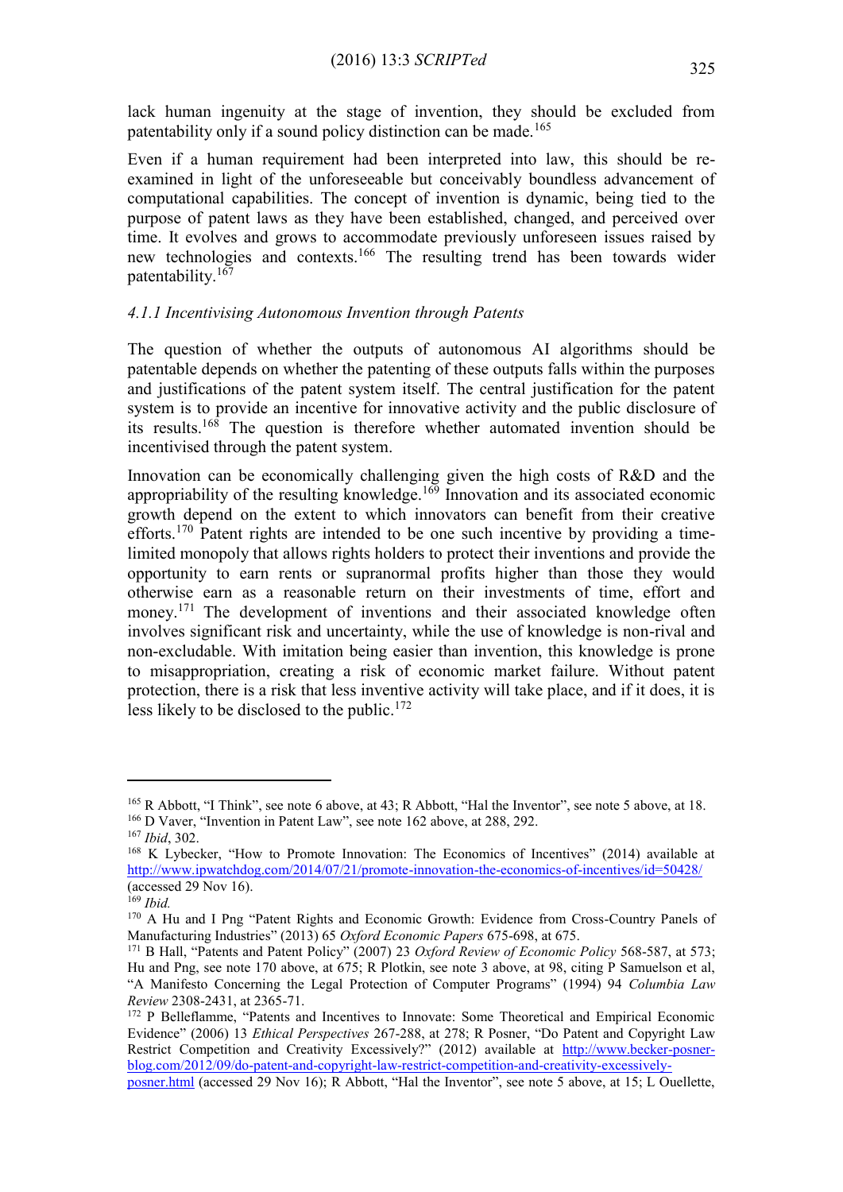lack human ingenuity at the stage of invention, they should be excluded from patentability only if a sound policy distinction can be made.[165]

Even if a human requirement had been interpreted into law, this should be re-examined in light of the unforeseeable but conceivably boundless advancement of computational capabilities. The concept of invention is dynamic, being tied to the purpose of patent laws as they have been established, changed, and perceived over time. It evolves and grows to accommodate previously unforeseen issues raised by new technologies and contexts.[166] The resulting trend has been towards wider patentability.[167]

### *4.1.1 Incentivising Autonomous Invention through Patents*

The question of whether the outputs of autonomous AI algorithms should be patentable depends on whether the patenting of these outputs falls within the purposes and justifications of the patent system itself. The central justification for the patent system is to provide an incentive for innovative activity and the public disclosure of its results.[168] The question is therefore whether automated invention should be incentivised through the patent system.

Innovation can be economically challenging given the high costs of R&D and the appropriability of the resulting knowledge.[169] Innovation and its associated economic growth depend on the extent to which innovators can benefit from their creative efforts.[170] Patent rights are intended to be one such incentive by providing a time-limited monopoly that allows rights holders to protect their inventions and provide the opportunity to earn rents or supranormal profits higher than those they would otherwise earn as a reasonable return on their investments of time, effort and money.[171] The development of inventions and their associated knowledge often involves significant risk and uncertainty, while the use of knowledge is non-rival and non-excludable. With imitation being easier than invention, this knowledge is prone to misappropriation, creating a risk of economic market failure. Without patent protection, there is a risk that less inventive activity will take place, and if it does, it is less likely to be disclosed to the public.[172]

---

[165] R Abbott, "I Think", see note 6 above, at 43; R Abbott, "Hal the Inventor", see note 5 above, at 18.

[166] D Vaver, "Invention in Patent Law", see note 162 above, at 288, 292.

[167] *Ibid*, 302.

[168] K Lybecker, "How to Promote Innovation: The Economics of Incentives" (2014) available at http://www.ipwatchdog.com/2014/07/21/promote-innovation-the-economics-of-incentives/id=50428/ (accessed 29 Nov 16).

[169] *Ibid.*

[170] A Hu and I Png "Patent Rights and Economic Growth: Evidence from Cross-Country Panels of Manufacturing Industries" (2013) 65 *Oxford Economic Papers* 675-698, at 675.

[171] B Hall, "Patents and Patent Policy" (2007) 23 *Oxford Review of Economic Policy* 568-587, at 573; Hu and Png, see note 170 above, at 675; R Plotkin, see note 3 above, at 98, citing P Samuelson et al, "A Manifesto Concerning the Legal Protection of Computer Programs" (1994) 94 *Columbia Law Review* 2308-2431, at 2365-71.

[172] P Belleflamme, "Patents and Incentives to Innovate: Some Theoretical and Empirical Economic Evidence" (2006) 13 *Ethical Perspectives* 267-288, at 278; R Posner, "Do Patent and Copyright Law Restrict Competition and Creativity Excessively?" (2012) available at http://www.becker-posner-blog.com/2012/09/do-patent-and-copyright-law-restrict-competition-and-creativity-excessively-posner.html (accessed 29 Nov 16); R Abbott, "Hal the Inventor", see note 5 above, at 15; L Ouellette,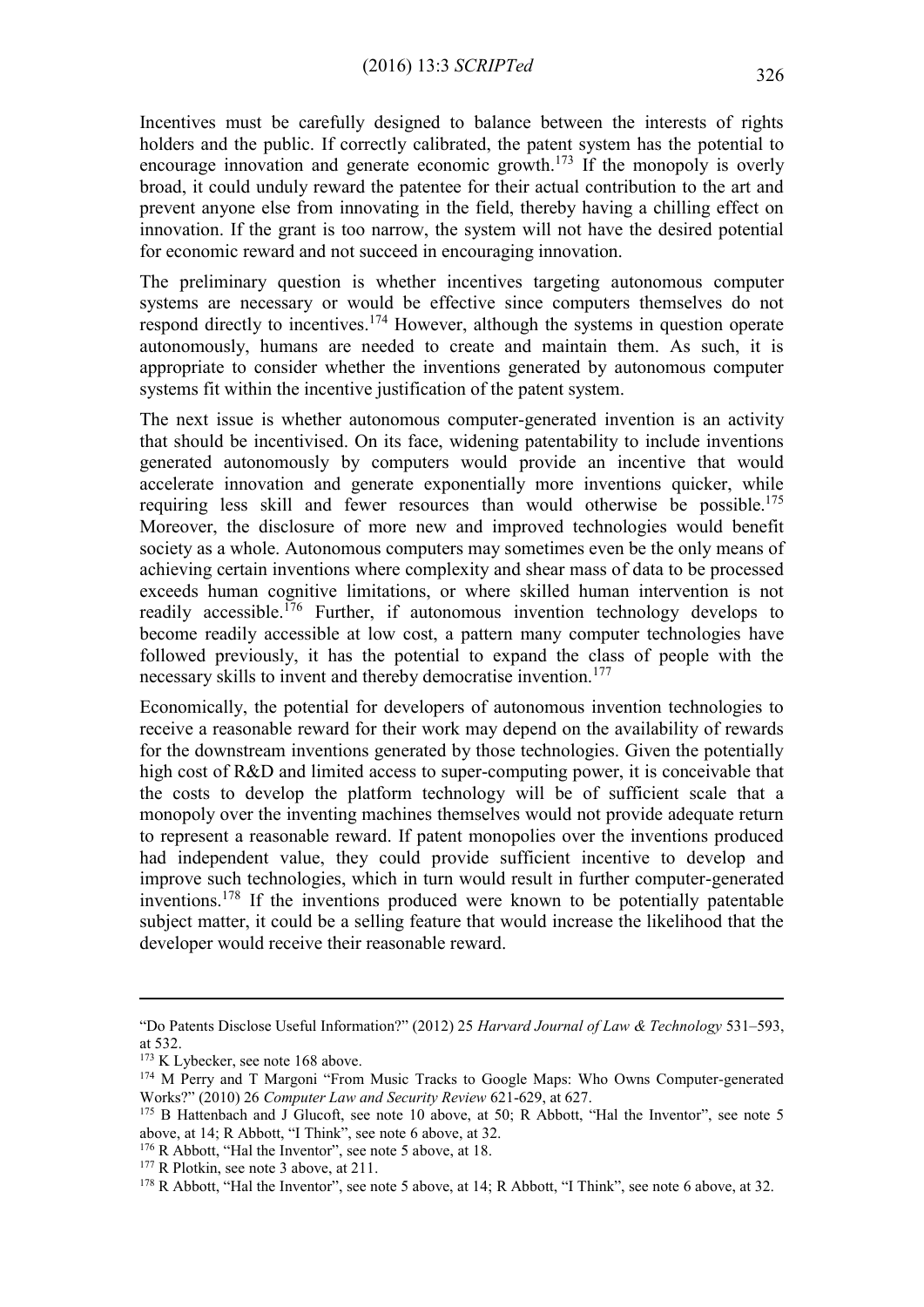Incentives must be carefully designed to balance between the interests of rights holders and the public. If correctly calibrated, the patent system has the potential to encourage innovation and generate economic growth.[173] If the monopoly is overly broad, it could unduly reward the patentee for their actual contribution to the art and prevent anyone else from innovating in the field, thereby having a chilling effect on innovation. If the grant is too narrow, the system will not have the desired potential for economic reward and not succeed in encouraging innovation.

The preliminary question is whether incentives targeting autonomous computer systems are necessary or would be effective since computers themselves do not respond directly to incentives.[174] However, although the systems in question operate autonomously, humans are needed to create and maintain them. As such, it is appropriate to consider whether the inventions generated by autonomous computer systems fit within the incentive justification of the patent system.

The next issue is whether autonomous computer-generated invention is an activity that should be incentivised. On its face, widening patentability to include inventions generated autonomously by computers would provide an incentive that would accelerate innovation and generate exponentially more inventions quicker, while requiring less skill and fewer resources than would otherwise be possible.[175] Moreover, the disclosure of more new and improved technologies would benefit society as a whole. Autonomous computers may sometimes even be the only means of achieving certain inventions where complexity and shear mass of data to be processed exceeds human cognitive limitations, or where skilled human intervention is not readily accessible.[176] Further, if autonomous invention technology develops to become readily accessible at low cost, a pattern many computer technologies have followed previously, it has the potential to expand the class of people with the necessary skills to invent and thereby democratise invention.[177]

Economically, the potential for developers of autonomous invention technologies to receive a reasonable reward for their work may depend on the availability of rewards for the downstream inventions generated by those technologies. Given the potentially high cost of R&D and limited access to super-computing power, it is conceivable that the costs to develop the platform technology will be of sufficient scale that a monopoly over the inventing machines themselves would not provide adequate return to represent a reasonable reward. If patent monopolies over the inventions produced had independent value, they could provide sufficient incentive to develop and improve such technologies, which in turn would result in further computer-generated inventions.[178] If the inventions produced were known to be potentially patentable subject matter, it could be a selling feature that would increase the likelihood that the developer would receive their reasonable reward.

---

"Do Patents Disclose Useful Information?" (2012) 25 *Harvard Journal of Law & Technology* 531–593, at 532.

[173] K Lybecker, see note 168 above.

[174] M Perry and T Margoni "From Music Tracks to Google Maps: Who Owns Computer-generated Works?" (2010) 26 *Computer Law and Security Review* 621-629, at 627.

[175] B Hattenbach and J Glucoft, see note 10 above, at 50; R Abbott, "Hal the Inventor", see note 5 above, at 14; R Abbott, "I Think", see note 6 above, at 32.

[176] R Abbott, "Hal the Inventor", see note 5 above, at 18.

[177] R Plotkin, see note 3 above, at 211.

[178] R Abbott, "Hal the Inventor", see note 5 above, at 14; R Abbott, "I Think", see note 6 above, at 32.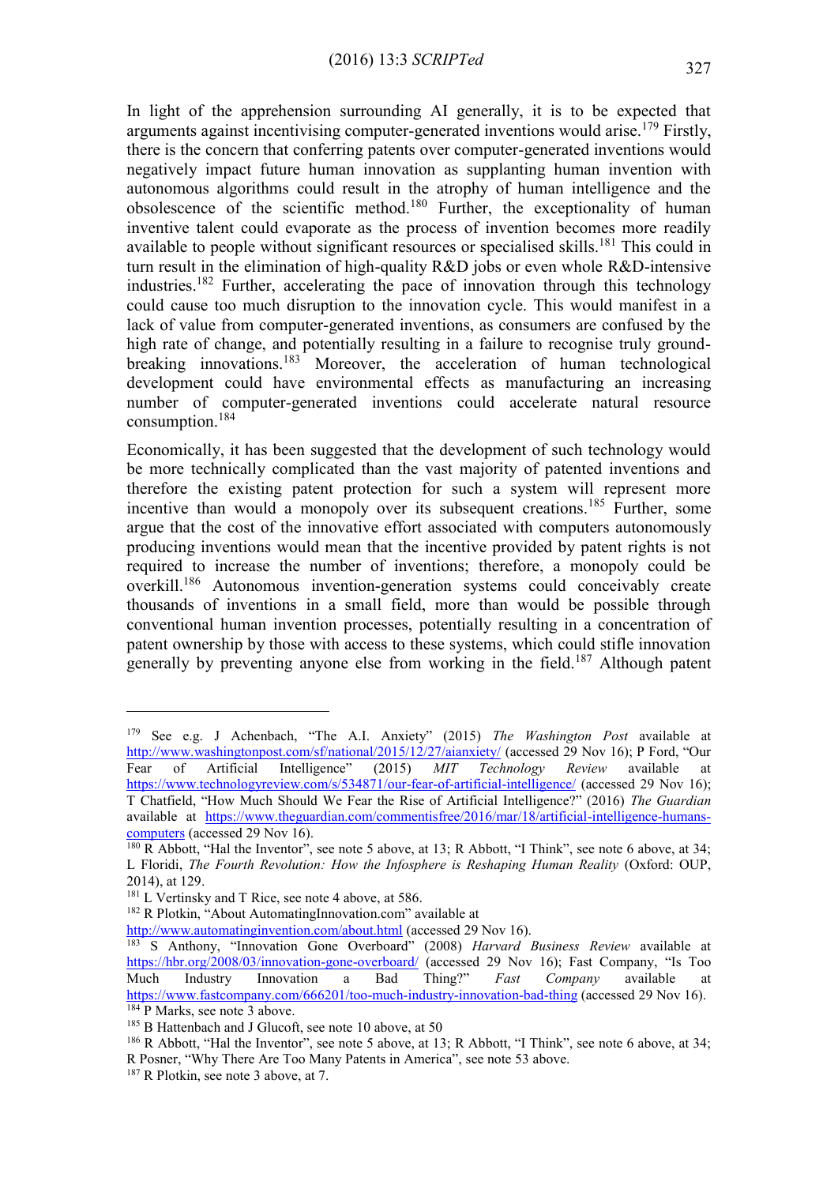In light of the apprehension surrounding AI generally, it is to be expected that arguments against incentivising computer-generated inventions would arise.[179] Firstly, there is the concern that conferring patents over computer-generated inventions would negatively impact future human innovation as supplanting human invention with autonomous algorithms could result in the atrophy of human intelligence and the obsolescence of the scientific method.[180] Further, the exceptionality of human inventive talent could evaporate as the process of invention becomes more readily available to people without significant resources or specialised skills.[181] This could in turn result in the elimination of high-quality R&D jobs or even whole R&D-intensive industries.[182] Further, accelerating the pace of innovation through this technology could cause too much disruption to the innovation cycle. This would manifest in a lack of value from computer-generated inventions, as consumers are confused by the high rate of change, and potentially resulting in a failure to recognise truly ground-breaking innovations.[183] Moreover, the acceleration of human technological development could have environmental effects as manufacturing an increasing number of computer-generated inventions could accelerate natural resource consumption.[184]

Economically, it has been suggested that the development of such technology would be more technically complicated than the vast majority of patented inventions and therefore the existing patent protection for such a system will represent more incentive than would a monopoly over its subsequent creations.[185] Further, some argue that the cost of the innovative effort associated with computers autonomously producing inventions would mean that the incentive provided by patent rights is not required to increase the number of inventions; therefore, a monopoly could be overkill.[186] Autonomous invention-generation systems could conceivably create thousands of inventions in a small field, more than would be possible through conventional human invention processes, potentially resulting in a concentration of patent ownership by those with access to these systems, which could stifle innovation generally by preventing anyone else from working in the field.[187] Although patent

---

[179] See e.g. J Achenbach, "The A.I. Anxiety" (2015) *The Washington Post* available at http://www.washingtonpost.com/sf/national/2015/12/27/aianxiety/ (accessed 29 Nov 16); P Ford, "Our Fear of Artificial Intelligence" (2015) *MIT Technology Review* available at https://www.technologyreview.com/s/534871/our-fear-of-artificial-intelligence/ (accessed 29 Nov 16); T Chatfield, "How Much Should We Fear the Rise of Artificial Intelligence?" (2016) *The Guardian* available at https://www.theguardian.com/commentisfree/2016/mar/18/artificial-intelligence-humans-computers (accessed 29 Nov 16).

[180] R Abbott, "Hal the Inventor", see note 5 above, at 13; R Abbott, "I Think", see note 6 above, at 34; L Floridi, *The Fourth Revolution: How the Infosphere is Reshaping Human Reality* (Oxford: OUP, 2014), at 129.

[181] L Vertinsky and T Rice, see note 4 above, at 586.

[182] R Plotkin, "About AutomatingInnovation.com" available at http://www.automatinginvention.com/about.html (accessed 29 Nov 16).

[183] S Anthony, "Innovation Gone Overboard" (2008) *Harvard Business Review* available at https://hbr.org/2008/03/innovation-gone-overboard/ (accessed 29 Nov 16); Fast Company, "Is Too Much Industry Innovation a Bad Thing?" *Fast Company* available at https://www.fastcompany.com/666201/too-much-industry-innovation-bad-thing (accessed 29 Nov 16).

[184] P Marks, see note 3 above.

[185] B Hattenbach and J Glucoft, see note 10 above, at 50

[186] R Abbott, "Hal the Inventor", see note 5 above, at 13; R Abbott, "I Think", see note 6 above, at 34; R Posner, "Why There Are Too Many Patents in America", see note 53 above.

[187] R Plotkin, see note 3 above, at 7.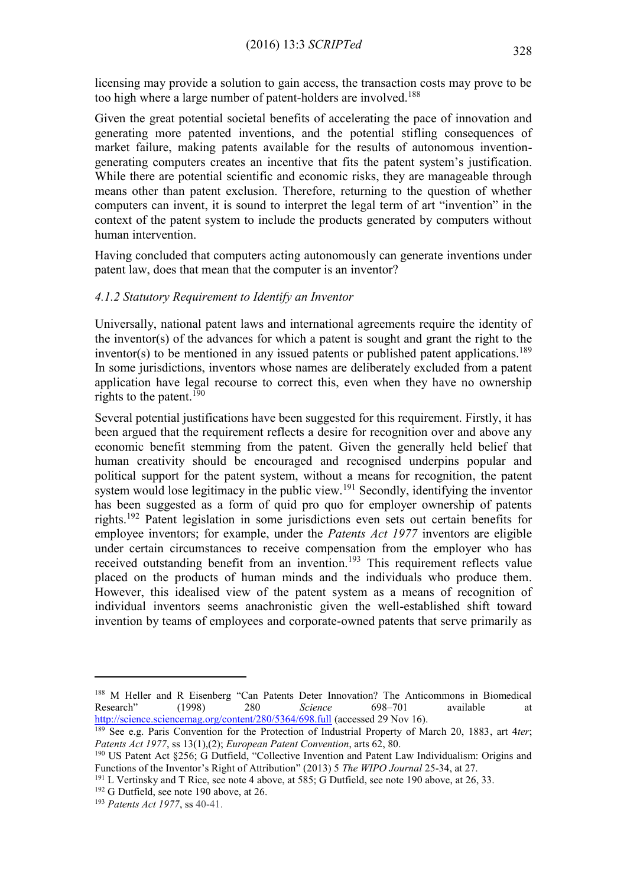licensing may provide a solution to gain access, the transaction costs may prove to be too high where a large number of patent-holders are involved.[188]

Given the great potential societal benefits of accelerating the pace of innovation and generating more patented inventions, and the potential stifling consequences of market failure, making patents available for the results of autonomous invention-generating computers creates an incentive that fits the patent system's justification. While there are potential scientific and economic risks, they are manageable through means other than patent exclusion. Therefore, returning to the question of whether computers can invent, it is sound to interpret the legal term of art "invention" in the context of the patent system to include the products generated by computers without human intervention.

Having concluded that computers acting autonomously can generate inventions under patent law, does that mean that the computer is an inventor?

### *4.1.2 Statutory Requirement to Identify an Inventor*

Universally, national patent laws and international agreements require the identity of the inventor(s) of the advances for which a patent is sought and grant the right to the inventor(s) to be mentioned in any issued patents or published patent applications.[189] In some jurisdictions, inventors whose names are deliberately excluded from a patent application have legal recourse to correct this, even when they have no ownership rights to the patent.[190]

Several potential justifications have been suggested for this requirement. Firstly, it has been argued that the requirement reflects a desire for recognition over and above any economic benefit stemming from the patent. Given the generally held belief that human creativity should be encouraged and recognised underpins popular and political support for the patent system, without a means for recognition, the patent system would lose legitimacy in the public view.[191] Secondly, identifying the inventor has been suggested as a form of quid pro quo for employer ownership of patents rights.[192] Patent legislation in some jurisdictions even sets out certain benefits for employee inventors; for example, under the *Patents Act 1977* inventors are eligible under certain circumstances to receive compensation from the employer who has received outstanding benefit from an invention.[193] This requirement reflects value placed on the products of human minds and the individuals who produce them. However, this idealised view of the patent system as a means of recognition of individual inventors seems anachronistic given the well-established shift toward invention by teams of employees and corporate-owned patents that serve primarily as

---

[188] M Heller and R Eisenberg "Can Patents Deter Innovation? The Anticommons in Biomedical Research" (1998) 280 *Science* 698–701 available at http://science.sciencemag.org/content/280/5364/698.full (accessed 29 Nov 16).

[189] See e.g. Paris Convention for the Protection of Industrial Property of March 20, 1883, art 4*ter*; *Patents Act 1977*, ss 13(1),(2); *European Patent Convention*, arts 62, 80.

[190] US Patent Act §256; G Dutfield, "Collective Invention and Patent Law Individualism: Origins and Functions of the Inventor's Right of Attribution" (2013) 5 *The WIPO Journal* 25-34, at 27.

[191] L Vertinsky and T Rice, see note 4 above, at 585; G Dutfield, see note 190 above, at 26, 33.

[192] G Dutfield, see note 190 above, at 26.

[193] *Patents Act 1977*, ss 40-41.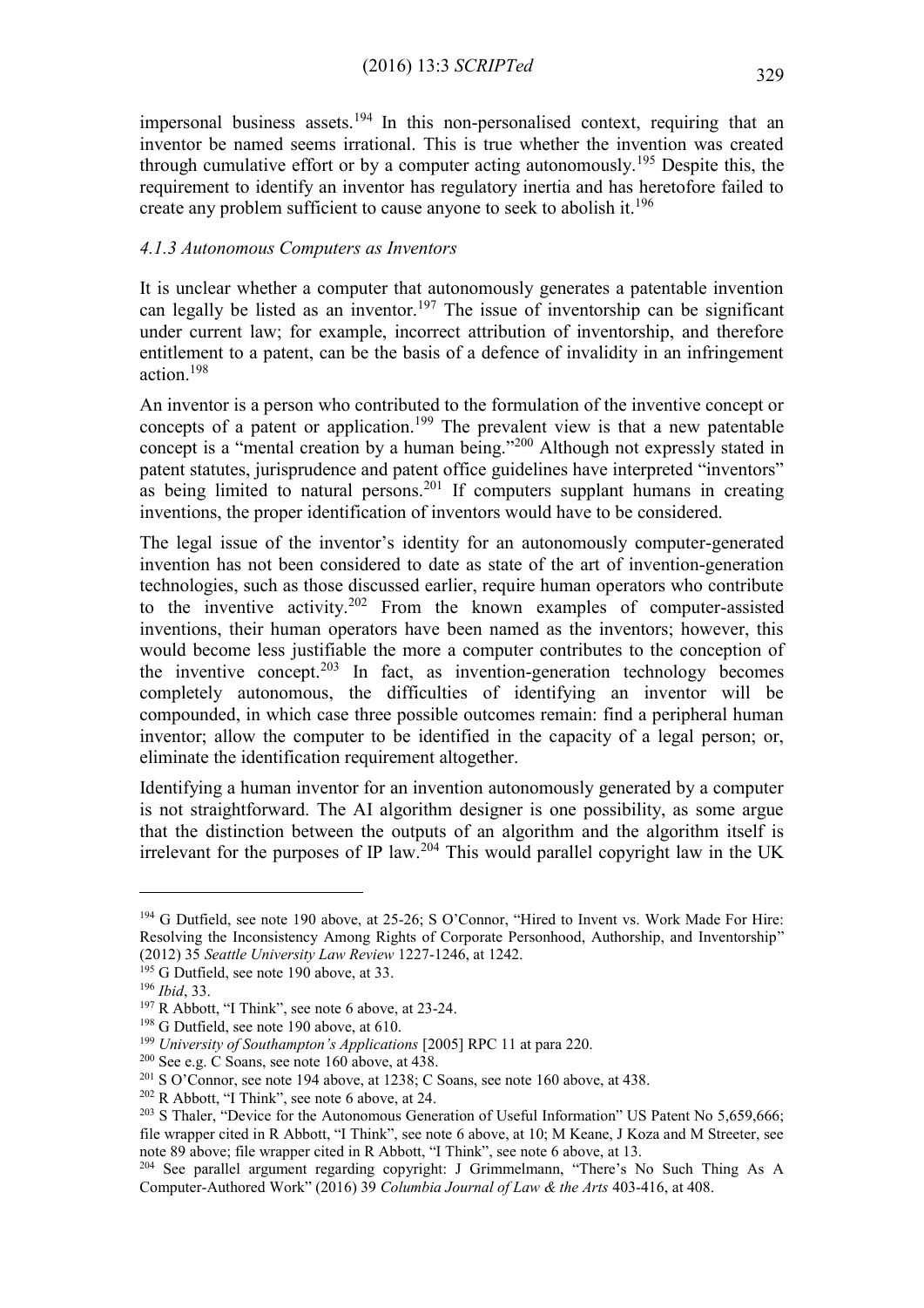impersonal business assets.[194] In this non-personalised context, requiring that an inventor be named seems irrational. This is true whether the invention was created through cumulative effort or by a computer acting autonomously.[195] Despite this, the requirement to identify an inventor has regulatory inertia and has heretofore failed to create any problem sufficient to cause anyone to seek to abolish it.[196]

#### *4.1.3 Autonomous Computers as Inventors*

It is unclear whether a computer that autonomously generates a patentable invention can legally be listed as an inventor.[197] The issue of inventorship can be significant under current law; for example, incorrect attribution of inventorship, and therefore entitlement to a patent, can be the basis of a defence of invalidity in an infringement action.[198]

An inventor is a person who contributed to the formulation of the inventive concept or concepts of a patent or application.[199] The prevalent view is that a new patentable concept is a "mental creation by a human being."[200] Although not expressly stated in patent statutes, jurisprudence and patent office guidelines have interpreted "inventors" as being limited to natural persons.[201] If computers supplant humans in creating inventions, the proper identification of inventors would have to be considered.

The legal issue of the inventor's identity for an autonomously computer-generated invention has not been considered to date as state of the art of invention-generation technologies, such as those discussed earlier, require human operators who contribute to the inventive activity.[202] From the known examples of computer-assisted inventions, their human operators have been named as the inventors; however, this would become less justifiable the more a computer contributes to the conception of the inventive concept.[203] In fact, as invention-generation technology becomes completely autonomous, the difficulties of identifying an inventor will be compounded, in which case three possible outcomes remain: find a peripheral human inventor; allow the computer to be identified in the capacity of a legal person; or, eliminate the identification requirement altogether.

Identifying a human inventor for an invention autonomously generated by a computer is not straightforward. The AI algorithm designer is one possibility, as some argue that the distinction between the outputs of an algorithm and the algorithm itself is irrelevant for the purposes of IP law.[204] This would parallel copyright law in the UK

---

[194] G Dutfield, see note 190 above, at 25-26; S O'Connor, "Hired to Invent vs. Work Made For Hire: Resolving the Inconsistency Among Rights of Corporate Personhood, Authorship, and Inventorship" (2012) 35 *Seattle University Law Review* 1227-1246, at 1242.

[195] G Dutfield, see note 190 above, at 33.

[196] *Ibid*, 33.

[197] R Abbott, "I Think", see note 6 above, at 23-24.

[198] G Dutfield, see note 190 above, at 610.

[199] *University of Southampton's Applications* [2005] RPC 11 at para 220.

[200] See e.g. C Soans, see note 160 above, at 438.

[201] S O'Connor, see note 194 above, at 1238; C Soans, see note 160 above, at 438.

[202] R Abbott, "I Think", see note 6 above, at 24.

[203] S Thaler, "Device for the Autonomous Generation of Useful Information" US Patent No 5,659,666; file wrapper cited in R Abbott, "I Think", see note 6 above, at 10; M Keane, J Koza and M Streeter, see note 89 above; file wrapper cited in R Abbott, "I Think", see note 6 above, at 13.

[204] See parallel argument regarding copyright: J Grimmelmann, "There's No Such Thing As A Computer-Authored Work" (2016) 39 *Columbia Journal of Law & the Arts* 403-416, at 408.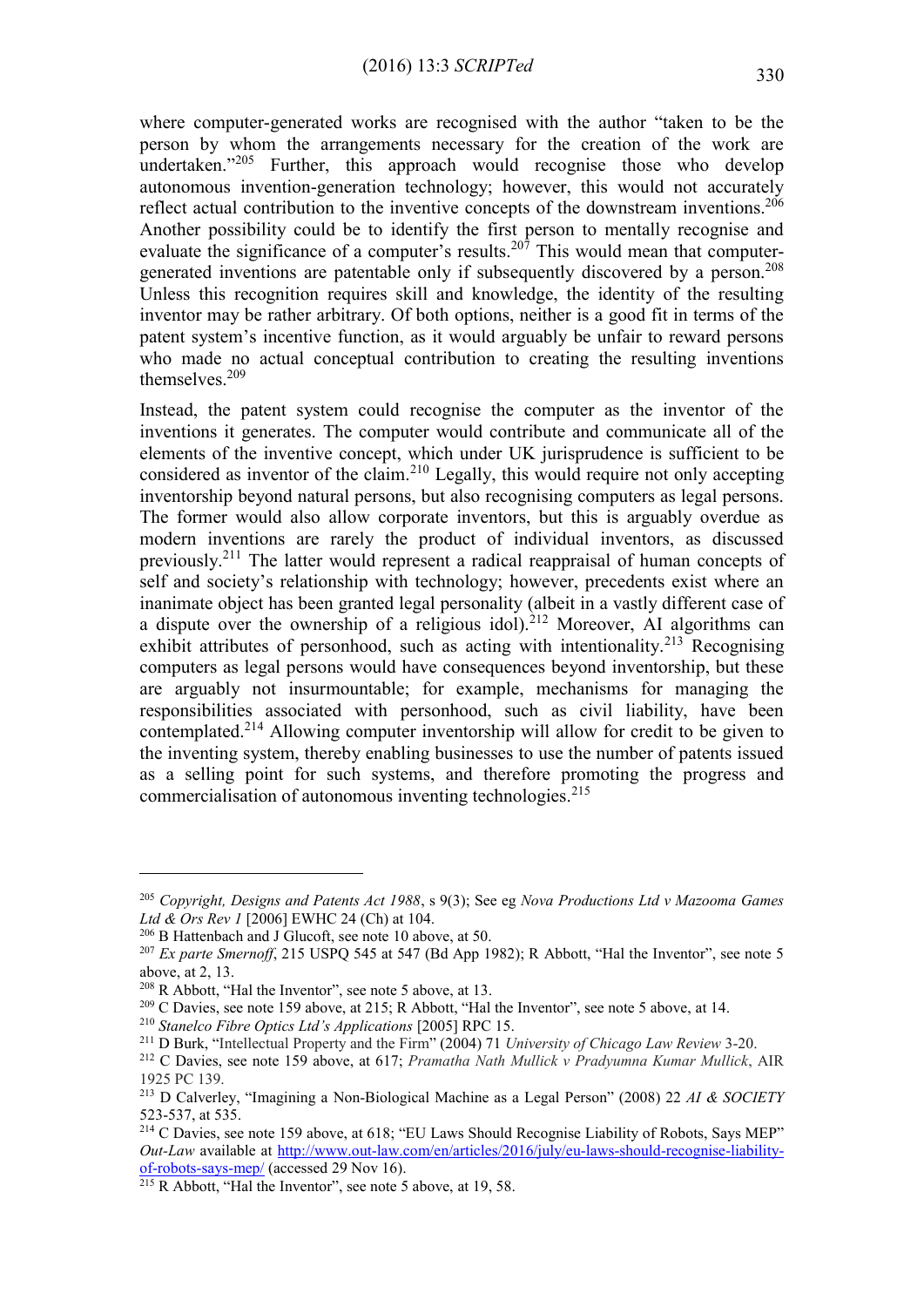where computer-generated works are recognised with the author "taken to be the person by whom the arrangements necessary for the creation of the work are undertaken."[205] Further, this approach would recognise those who develop autonomous invention-generation technology; however, this would not accurately reflect actual contribution to the inventive concepts of the downstream inventions.[206] Another possibility could be to identify the first person to mentally recognise and evaluate the significance of a computer's results.[207] This would mean that computer-generated inventions are patentable only if subsequently discovered by a person.[208] Unless this recognition requires skill and knowledge, the identity of the resulting inventor may be rather arbitrary. Of both options, neither is a good fit in terms of the patent system's incentive function, as it would arguably be unfair to reward persons who made no actual conceptual contribution to creating the resulting inventions themselves.[209]

Instead, the patent system could recognise the computer as the inventor of the inventions it generates. The computer would contribute and communicate all of the elements of the inventive concept, which under UK jurisprudence is sufficient to be considered as inventor of the claim.[210] Legally, this would require not only accepting inventorship beyond natural persons, but also recognising computers as legal persons. The former would also allow corporate inventors, but this is arguably overdue as modern inventions are rarely the product of individual inventors, as discussed previously.[211] The latter would represent a radical reappraisal of human concepts of self and society's relationship with technology; however, precedents exist where an inanimate object has been granted legal personality (albeit in a vastly different case of a dispute over the ownership of a religious idol).[212] Moreover, AI algorithms can exhibit attributes of personhood, such as acting with intentionality.[213] Recognising computers as legal persons would have consequences beyond inventorship, but these are arguably not insurmountable; for example, mechanisms for managing the responsibilities associated with personhood, such as civil liability, have been contemplated.[214] Allowing computer inventorship will allow for credit to be given to the inventing system, thereby enabling businesses to use the number of patents issued as a selling point for such systems, and therefore promoting the progress and commercialisation of autonomous inventing technologies.[215]

---

[205] *Copyright, Designs and Patents Act 1988*, s 9(3); See eg *Nova Productions Ltd v Mazooma Games Ltd & Ors Rev 1* [2006] EWHC 24 (Ch) at 104.

[206] B Hattenbach and J Glucoft, see note 10 above, at 50.

[207] *Ex parte Smernoff*, 215 USPQ 545 at 547 (Bd App 1982); R Abbott, "Hal the Inventor", see note 5 above, at 2, 13.

[208] R Abbott, "Hal the Inventor", see note 5 above, at 13.

[209] C Davies, see note 159 above, at 215; R Abbott, "Hal the Inventor", see note 5 above, at 14.

[210] *Stanelco Fibre Optics Ltd's Applications* [2005] RPC 15.

[211] D Burk, "Intellectual Property and the Firm" (2004) 71 *University of Chicago Law Review* 3-20.

[212] C Davies, see note 159 above, at 617; *Pramatha Nath Mullick v Pradyumna Kumar Mullick*, AIR 1925 PC 139.

[213] D Calverley, "Imagining a Non-Biological Machine as a Legal Person" (2008) 22 *AI & SOCIETY* 523-537, at 535.

[214] C Davies, see note 159 above, at 618; "EU Laws Should Recognise Liability of Robots, Says MEP" *Out-Law* available at http://www.out-law.com/en/articles/2016/july/eu-laws-should-recognise-liability-of-robots-says-mep/ (accessed 29 Nov 16).

[215] R Abbott, "Hal the Inventor", see note 5 above, at 19, 58.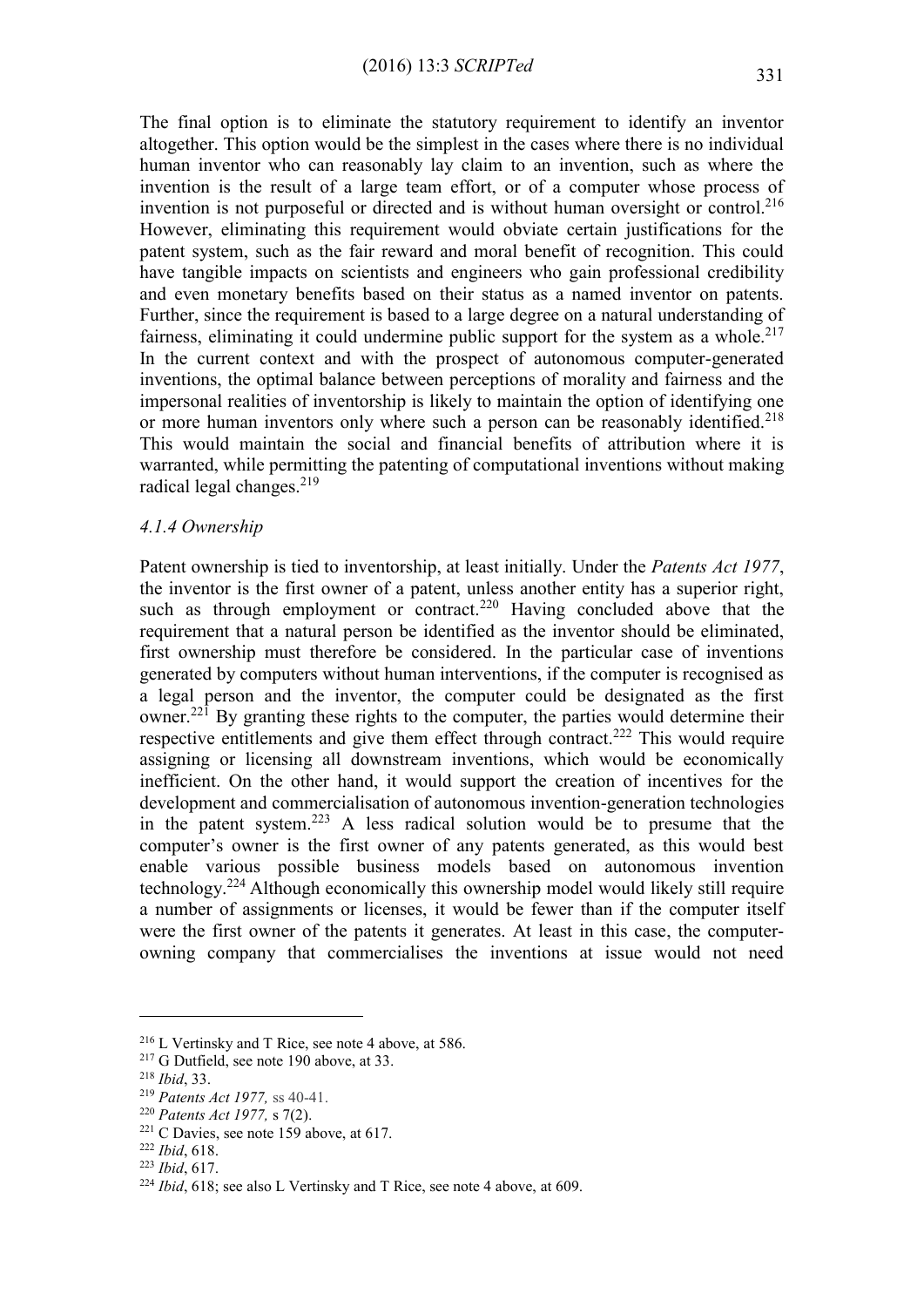The final option is to eliminate the statutory requirement to identify an inventor altogether. This option would be the simplest in the cases where there is no individual human inventor who can reasonably lay claim to an invention, such as where the invention is the result of a large team effort, or of a computer whose process of invention is not purposeful or directed and is without human oversight or control.[216] However, eliminating this requirement would obviate certain justifications for the patent system, such as the fair reward and moral benefit of recognition. This could have tangible impacts on scientists and engineers who gain professional credibility and even monetary benefits based on their status as a named inventor on patents. Further, since the requirement is based to a large degree on a natural understanding of fairness, eliminating it could undermine public support for the system as a whole.[217] In the current context and with the prospect of autonomous computer-generated inventions, the optimal balance between perceptions of morality and fairness and the impersonal realities of inventorship is likely to maintain the option of identifying one or more human inventors only where such a person can be reasonably identified.[218] This would maintain the social and financial benefits of attribution where it is warranted, while permitting the patenting of computational inventions without making radical legal changes.[219]

### *4.1.4 Ownership*

Patent ownership is tied to inventorship, at least initially. Under the *Patents Act 1977*, the inventor is the first owner of a patent, unless another entity has a superior right, such as through employment or contract.[220] Having concluded above that the requirement that a natural person be identified as the inventor should be eliminated, first ownership must therefore be considered. In the particular case of inventions generated by computers without human interventions, if the computer is recognised as a legal person and the inventor, the computer could be designated as the first owner.[221] By granting these rights to the computer, the parties would determine their respective entitlements and give them effect through contract.[222] This would require assigning or licensing all downstream inventions, which would be economically inefficient. On the other hand, it would support the creation of incentives for the development and commercialisation of autonomous invention-generation technologies in the patent system.[223] A less radical solution would be to presume that the computer's owner is the first owner of any patents generated, as this would best enable various possible business models based on autonomous invention technology.[224] Although economically this ownership model would likely still require a number of assignments or licenses, it would be fewer than if the computer itself were the first owner of the patents it generates. At least in this case, the computer-owning company that commercialises the inventions at issue would not need

---

[216] L Vertinsky and T Rice, see note 4 above, at 586.

[217] G Dutfield, see note 190 above, at 33.

[218] *Ibid*, 33.

[219] *Patents Act 1977,* ss 40-41.

[220] *Patents Act 1977,* s 7(2).

[221] C Davies, see note 159 above, at 617.

[222] *Ibid*, 618.

[223] *Ibid*, 617.

[224] *Ibid*, 618; see also L Vertinsky and T Rice, see note 4 above, at 609.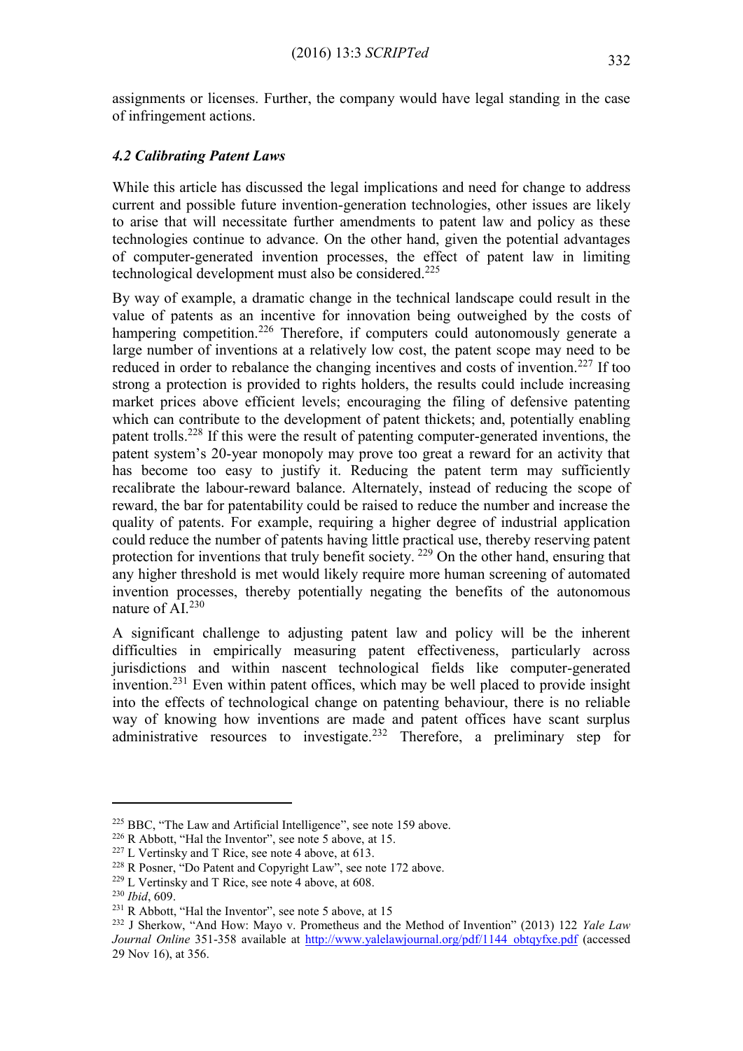assignments or licenses. Further, the company would have legal standing in the case of infringement actions.

### *4.2 Calibrating Patent Laws*

While this article has discussed the legal implications and need for change to address current and possible future invention-generation technologies, other issues are likely to arise that will necessitate further amendments to patent law and policy as these technologies continue to advance. On the other hand, given the potential advantages of computer-generated invention processes, the effect of patent law in limiting technological development must also be considered.[225]

By way of example, a dramatic change in the technical landscape could result in the value of patents as an incentive for innovation being outweighed by the costs of hampering competition.[226] Therefore, if computers could autonomously generate a large number of inventions at a relatively low cost, the patent scope may need to be reduced in order to rebalance the changing incentives and costs of invention.[227] If too strong a protection is provided to rights holders, the results could include increasing market prices above efficient levels; encouraging the filing of defensive patenting which can contribute to the development of patent thickets; and, potentially enabling patent trolls.[228] If this were the result of patenting computer-generated inventions, the patent system's 20-year monopoly may prove too great a reward for an activity that has become too easy to justify it. Reducing the patent term may sufficiently recalibrate the labour-reward balance. Alternately, instead of reducing the scope of reward, the bar for patentability could be raised to reduce the number and increase the quality of patents. For example, requiring a higher degree of industrial application could reduce the number of patents having little practical use, thereby reserving patent protection for inventions that truly benefit society. [229] On the other hand, ensuring that any higher threshold is met would likely require more human screening of automated invention processes, thereby potentially negating the benefits of the autonomous nature of AI.[230]

A significant challenge to adjusting patent law and policy will be the inherent difficulties in empirically measuring patent effectiveness, particularly across jurisdictions and within nascent technological fields like computer-generated invention.[231] Even within patent offices, which may be well placed to provide insight into the effects of technological change on patenting behaviour, there is no reliable way of knowing how inventions are made and patent offices have scant surplus administrative resources to investigate.[232] Therefore, a preliminary step for

---

[225] BBC, "The Law and Artificial Intelligence", see note 159 above.

[226] R Abbott, "Hal the Inventor", see note 5 above, at 15.

[227] L Vertinsky and T Rice, see note 4 above, at 613.

[228] R Posner, "Do Patent and Copyright Law", see note 172 above.

[229] L Vertinsky and T Rice, see note 4 above, at 608.

[230] *Ibid*, 609.

[231] R Abbott, "Hal the Inventor", see note 5 above, at 15

[232] J Sherkow, "And How: Mayo v. Prometheus and the Method of Invention" (2013) 122 *Yale Law Journal Online* 351-358 available at http://www.yalelawjournal.org/pdf/1144_obtqyfxe.pdf (accessed 29 Nov 16), at 356.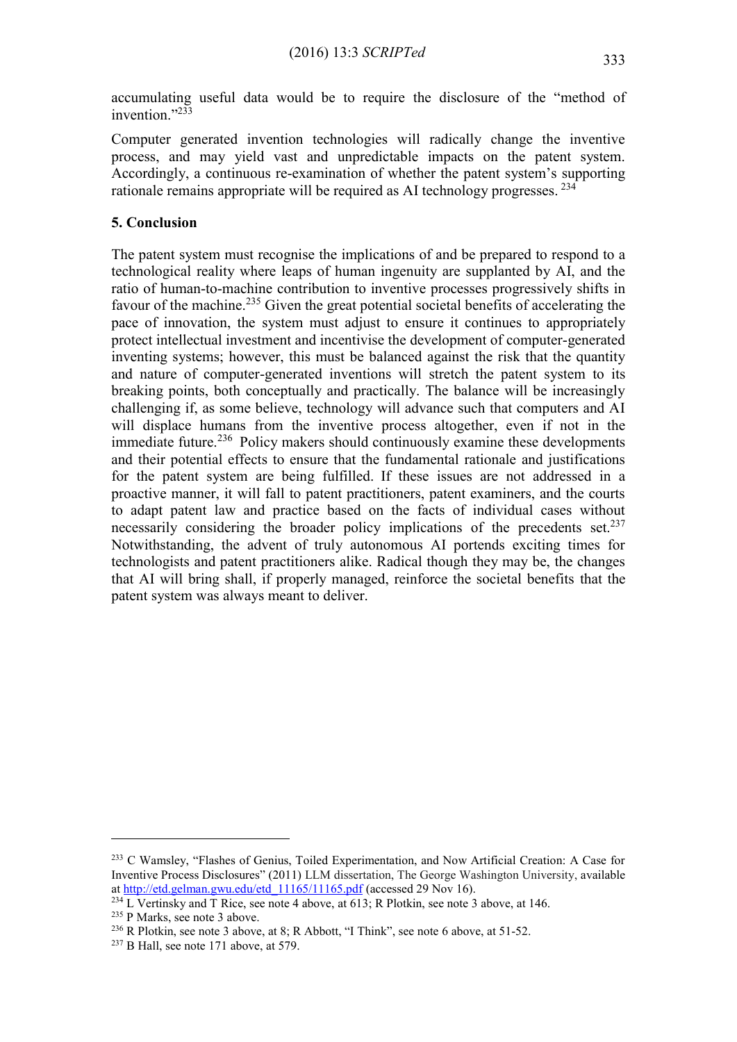accumulating useful data would be to require the disclosure of the "method of invention."[233]

Computer generated invention technologies will radically change the inventive process, and may yield vast and unpredictable impacts on the patent system. Accordingly, a continuous re-examination of whether the patent system's supporting rationale remains appropriate will be required as AI technology progresses. [234]

## 5. Conclusion

The patent system must recognise the implications of and be prepared to respond to a technological reality where leaps of human ingenuity are supplanted by AI, and the ratio of human-to-machine contribution to inventive processes progressively shifts in favour of the machine.[235] Given the great potential societal benefits of accelerating the pace of innovation, the system must adjust to ensure it continues to appropriately protect intellectual investment and incentivise the development of computer-generated inventing systems; however, this must be balanced against the risk that the quantity and nature of computer-generated inventions will stretch the patent system to its breaking points, both conceptually and practically. The balance will be increasingly challenging if, as some believe, technology will advance such that computers and AI will displace humans from the inventive process altogether, even if not in the immediate future.[236] Policy makers should continuously examine these developments and their potential effects to ensure that the fundamental rationale and justifications for the patent system are being fulfilled. If these issues are not addressed in a proactive manner, it will fall to patent practitioners, patent examiners, and the courts to adapt patent law and practice based on the facts of individual cases without necessarily considering the broader policy implications of the precedents set.[237] Notwithstanding, the advent of truly autonomous AI portends exciting times for technologists and patent practitioners alike. Radical though they may be, the changes that AI will bring shall, if properly managed, reinforce the societal benefits that the patent system was always meant to deliver.

---

[233] C Wamsley, "Flashes of Genius, Toiled Experimentation, and Now Artificial Creation: A Case for Inventive Process Disclosures" (2011) LLM dissertation, The George Washington University, available at http://etd.gelman.gwu.edu/etd_11165/11165.pdf (accessed 29 Nov 16).

[234] L Vertinsky and T Rice, see note 4 above, at 613; R Plotkin, see note 3 above, at 146.

[235] P Marks, see note 3 above.

[236] R Plotkin, see note 3 above, at 8; R Abbott, "I Think", see note 6 above, at 51-52.

[237] B Hall, see note 171 above, at 579.